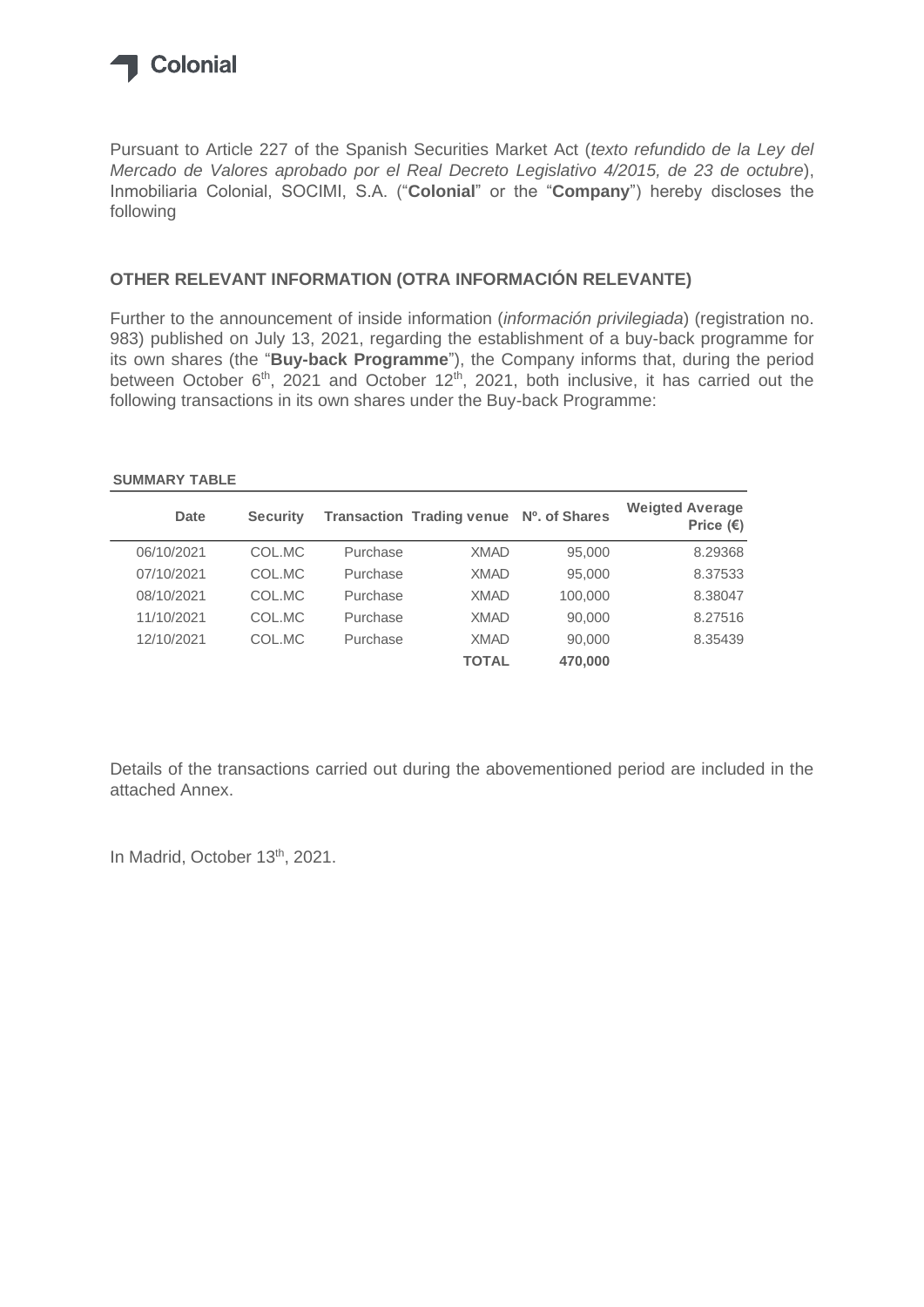Colonial

Pursuant to Article 227 of the Spanish Securities Market Act (*texto refundido de la Ley del Mercado de Valores aprobado por el Real Decreto Legislativo 4/2015, de 23 de octubre*), Inmobiliaria Colonial, SOCIMI, S.A. ("**Colonial**" or the "**Company**") hereby discloses the following

## OTHER RELEVANT INFORMATION (OTRA INFORMACIÓN RELEVANTE)

Further to the announcement of inside information (*información privilegiada*) (registration no. 983) published on July 13, 2021, regarding the establishment of a buy-back programme for its own shares (the "**Buy-back Programme**"), the Company informs that, during the period between October 6th, 2021 and October 12th, 2021, both inclusive, it has carried out the following transactions in its own shares under the Buy-back Programme:

**SUMMARY TABLE**

| Date | Security | Transaction | Trading venue | Nº. of Shares | Weigted Average Price (€) |
|---|---|---|---|---|---|
| 06/10/2021 | COL.MC | Purchase | XMAD | 95,000 | 8.29368 |
| 07/10/2021 | COL.MC | Purchase | XMAD | 95,000 | 8.37533 |
| 08/10/2021 | COL.MC | Purchase | XMAD | 100,000 | 8.38047 |
| 11/10/2021 | COL.MC | Purchase | XMAD | 90,000 | 8.27516 |
| 12/10/2021 | COL.MC | Purchase | XMAD | 90,000 | 8.35439 |
| | | | **TOTAL** | **470,000** | |

Details of the transactions carried out during the abovementioned period are included in the attached Annex.

In Madrid, October 13th, 2021.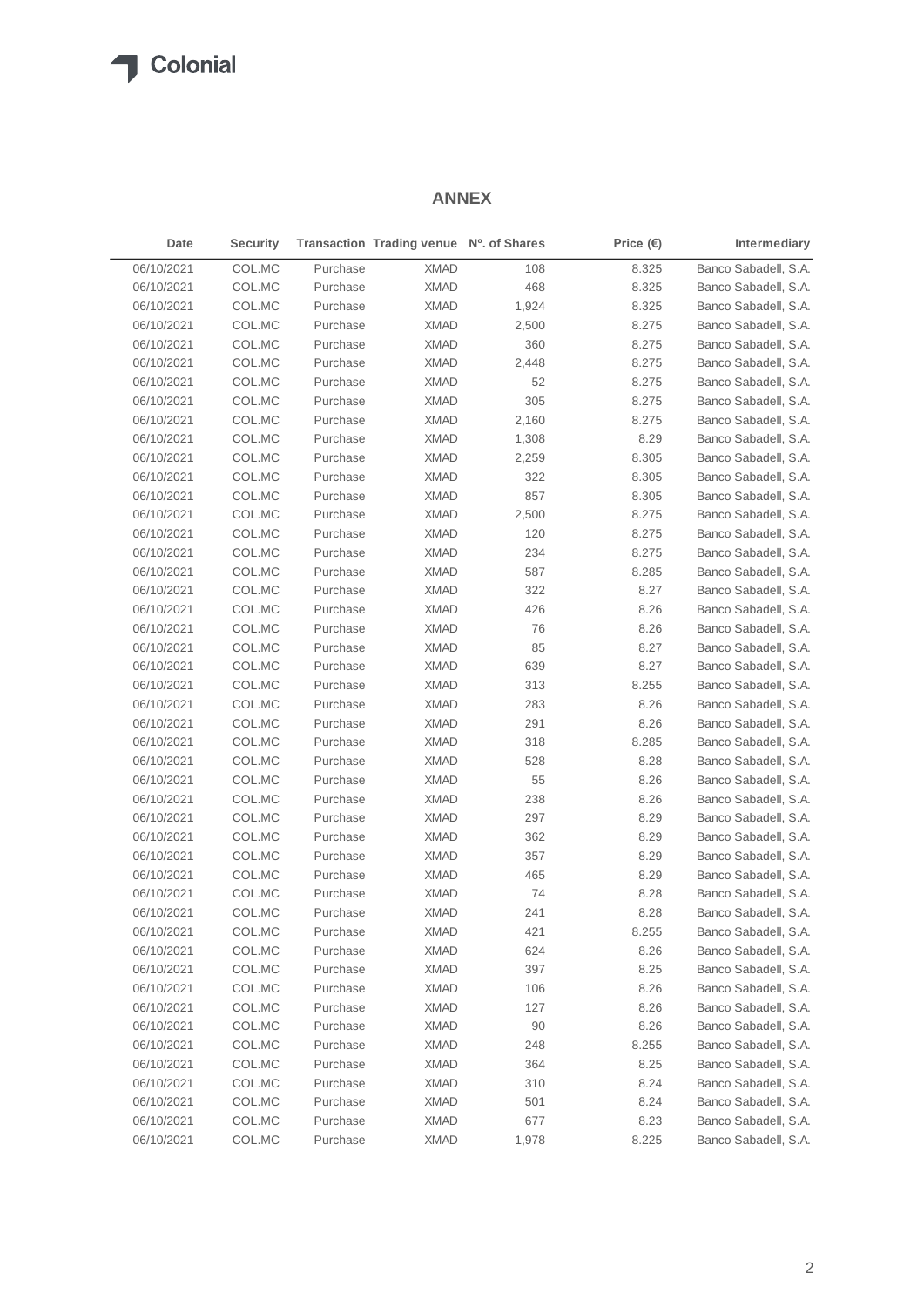## ANNEX

| Date | Security | Transaction | Trading venue | Nº. of Shares | Price (€) | Intermediary |
|---|---|---|---|---|---|---|
| 06/10/2021 | COL.MC | Purchase | XMAD | 108 | 8.325 | Banco Sabadell, S.A. |
| 06/10/2021 | COL.MC | Purchase | XMAD | 468 | 8.325 | Banco Sabadell, S.A. |
| 06/10/2021 | COL.MC | Purchase | XMAD | 1,924 | 8.325 | Banco Sabadell, S.A. |
| 06/10/2021 | COL.MC | Purchase | XMAD | 2,500 | 8.275 | Banco Sabadell, S.A. |
| 06/10/2021 | COL.MC | Purchase | XMAD | 360 | 8.275 | Banco Sabadell, S.A. |
| 06/10/2021 | COL.MC | Purchase | XMAD | 2,448 | 8.275 | Banco Sabadell, S.A. |
| 06/10/2021 | COL.MC | Purchase | XMAD | 52 | 8.275 | Banco Sabadell, S.A. |
| 06/10/2021 | COL.MC | Purchase | XMAD | 305 | 8.275 | Banco Sabadell, S.A. |
| 06/10/2021 | COL.MC | Purchase | XMAD | 2,160 | 8.275 | Banco Sabadell, S.A. |
| 06/10/2021 | COL.MC | Purchase | XMAD | 1,308 | 8.29 | Banco Sabadell, S.A. |
| 06/10/2021 | COL.MC | Purchase | XMAD | 2,259 | 8.305 | Banco Sabadell, S.A. |
| 06/10/2021 | COL.MC | Purchase | XMAD | 322 | 8.305 | Banco Sabadell, S.A. |
| 06/10/2021 | COL.MC | Purchase | XMAD | 857 | 8.305 | Banco Sabadell, S.A. |
| 06/10/2021 | COL.MC | Purchase | XMAD | 2,500 | 8.275 | Banco Sabadell, S.A. |
| 06/10/2021 | COL.MC | Purchase | XMAD | 120 | 8.275 | Banco Sabadell, S.A. |
| 06/10/2021 | COL.MC | Purchase | XMAD | 234 | 8.275 | Banco Sabadell, S.A. |
| 06/10/2021 | COL.MC | Purchase | XMAD | 587 | 8.285 | Banco Sabadell, S.A. |
| 06/10/2021 | COL.MC | Purchase | XMAD | 322 | 8.27 | Banco Sabadell, S.A. |
| 06/10/2021 | COL.MC | Purchase | XMAD | 426 | 8.26 | Banco Sabadell, S.A. |
| 06/10/2021 | COL.MC | Purchase | XMAD | 76 | 8.26 | Banco Sabadell, S.A. |
| 06/10/2021 | COL.MC | Purchase | XMAD | 85 | 8.27 | Banco Sabadell, S.A. |
| 06/10/2021 | COL.MC | Purchase | XMAD | 639 | 8.27 | Banco Sabadell, S.A. |
| 06/10/2021 | COL.MC | Purchase | XMAD | 313 | 8.255 | Banco Sabadell, S.A. |
| 06/10/2021 | COL.MC | Purchase | XMAD | 283 | 8.26 | Banco Sabadell, S.A. |
| 06/10/2021 | COL.MC | Purchase | XMAD | 291 | 8.26 | Banco Sabadell, S.A. |
| 06/10/2021 | COL.MC | Purchase | XMAD | 318 | 8.285 | Banco Sabadell, S.A. |
| 06/10/2021 | COL.MC | Purchase | XMAD | 528 | 8.28 | Banco Sabadell, S.A. |
| 06/10/2021 | COL.MC | Purchase | XMAD | 55 | 8.26 | Banco Sabadell, S.A. |
| 06/10/2021 | COL.MC | Purchase | XMAD | 238 | 8.26 | Banco Sabadell, S.A. |
| 06/10/2021 | COL.MC | Purchase | XMAD | 297 | 8.29 | Banco Sabadell, S.A. |
| 06/10/2021 | COL.MC | Purchase | XMAD | 362 | 8.29 | Banco Sabadell, S.A. |
| 06/10/2021 | COL.MC | Purchase | XMAD | 357 | 8.29 | Banco Sabadell, S.A. |
| 06/10/2021 | COL.MC | Purchase | XMAD | 465 | 8.29 | Banco Sabadell, S.A. |
| 06/10/2021 | COL.MC | Purchase | XMAD | 74 | 8.28 | Banco Sabadell, S.A. |
| 06/10/2021 | COL.MC | Purchase | XMAD | 241 | 8.28 | Banco Sabadell, S.A. |
| 06/10/2021 | COL.MC | Purchase | XMAD | 421 | 8.255 | Banco Sabadell, S.A. |
| 06/10/2021 | COL.MC | Purchase | XMAD | 624 | 8.26 | Banco Sabadell, S.A. |
| 06/10/2021 | COL.MC | Purchase | XMAD | 397 | 8.25 | Banco Sabadell, S.A. |
| 06/10/2021 | COL.MC | Purchase | XMAD | 106 | 8.26 | Banco Sabadell, S.A. |
| 06/10/2021 | COL.MC | Purchase | XMAD | 127 | 8.26 | Banco Sabadell, S.A. |
| 06/10/2021 | COL.MC | Purchase | XMAD | 90 | 8.26 | Banco Sabadell, S.A. |
| 06/10/2021 | COL.MC | Purchase | XMAD | 248 | 8.255 | Banco Sabadell, S.A. |
| 06/10/2021 | COL.MC | Purchase | XMAD | 364 | 8.25 | Banco Sabadell, S.A. |
| 06/10/2021 | COL.MC | Purchase | XMAD | 310 | 8.24 | Banco Sabadell, S.A. |
| 06/10/2021 | COL.MC | Purchase | XMAD | 501 | 8.24 | Banco Sabadell, S.A. |
| 06/10/2021 | COL.MC | Purchase | XMAD | 677 | 8.23 | Banco Sabadell, S.A. |
| 06/10/2021 | COL.MC | Purchase | XMAD | 1,978 | 8.225 | Banco Sabadell, S.A. |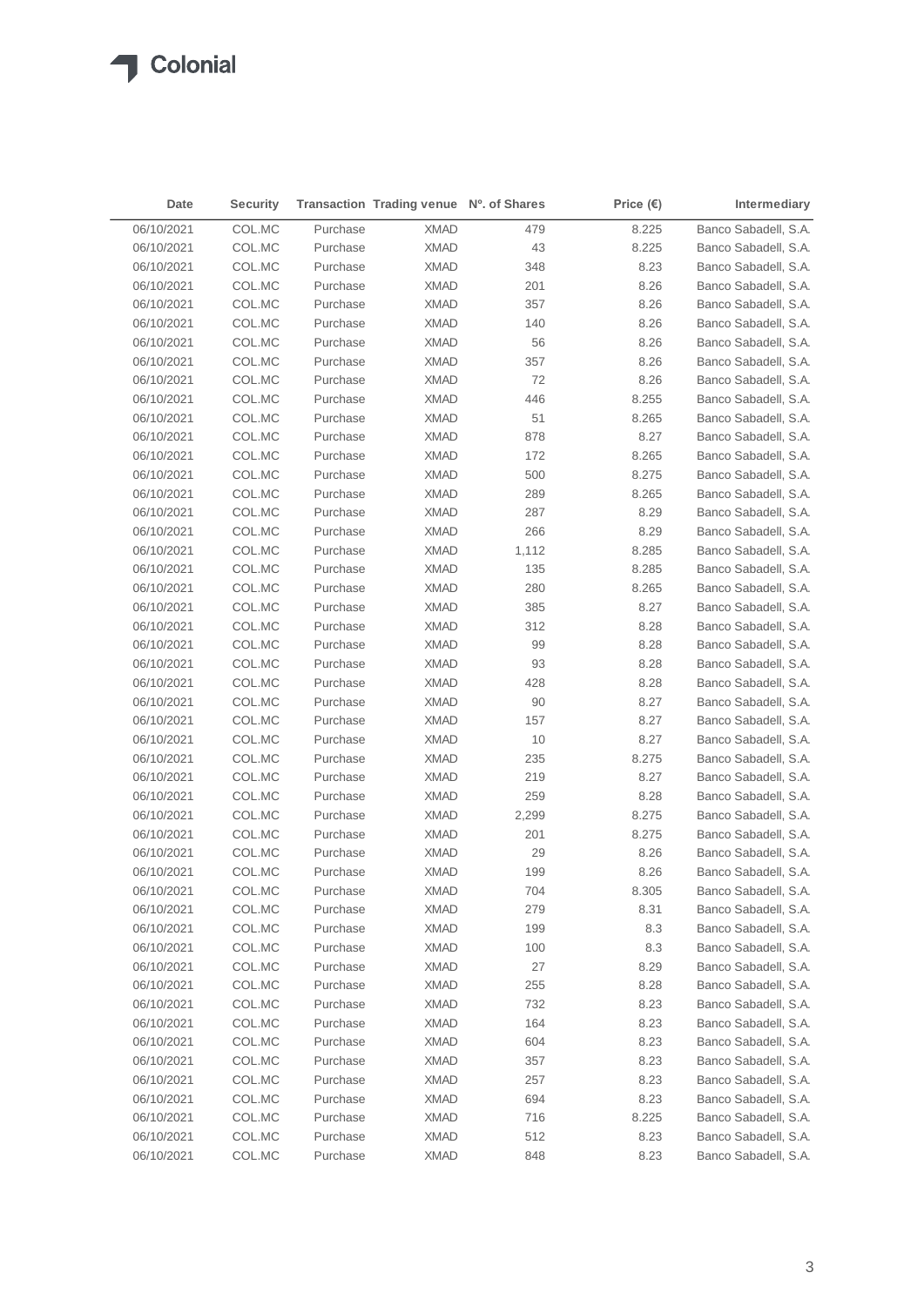| Date | Security | Transaction | Trading venue | Nº. of Shares | Price (€) | Intermediary |
|---|---|---|---|---|---|---|
| 06/10/2021 | COL.MC | Purchase | XMAD | 479 | 8.225 | Banco Sabadell, S.A. |
| 06/10/2021 | COL.MC | Purchase | XMAD | 43 | 8.225 | Banco Sabadell, S.A. |
| 06/10/2021 | COL.MC | Purchase | XMAD | 348 | 8.23 | Banco Sabadell, S.A. |
| 06/10/2021 | COL.MC | Purchase | XMAD | 201 | 8.26 | Banco Sabadell, S.A. |
| 06/10/2021 | COL.MC | Purchase | XMAD | 357 | 8.26 | Banco Sabadell, S.A. |
| 06/10/2021 | COL.MC | Purchase | XMAD | 140 | 8.26 | Banco Sabadell, S.A. |
| 06/10/2021 | COL.MC | Purchase | XMAD | 56 | 8.26 | Banco Sabadell, S.A. |
| 06/10/2021 | COL.MC | Purchase | XMAD | 357 | 8.26 | Banco Sabadell, S.A. |
| 06/10/2021 | COL.MC | Purchase | XMAD | 72 | 8.26 | Banco Sabadell, S.A. |
| 06/10/2021 | COL.MC | Purchase | XMAD | 446 | 8.255 | Banco Sabadell, S.A. |
| 06/10/2021 | COL.MC | Purchase | XMAD | 51 | 8.265 | Banco Sabadell, S.A. |
| 06/10/2021 | COL.MC | Purchase | XMAD | 878 | 8.27 | Banco Sabadell, S.A. |
| 06/10/2021 | COL.MC | Purchase | XMAD | 172 | 8.265 | Banco Sabadell, S.A. |
| 06/10/2021 | COL.MC | Purchase | XMAD | 500 | 8.275 | Banco Sabadell, S.A. |
| 06/10/2021 | COL.MC | Purchase | XMAD | 289 | 8.265 | Banco Sabadell, S.A. |
| 06/10/2021 | COL.MC | Purchase | XMAD | 287 | 8.29 | Banco Sabadell, S.A. |
| 06/10/2021 | COL.MC | Purchase | XMAD | 266 | 8.29 | Banco Sabadell, S.A. |
| 06/10/2021 | COL.MC | Purchase | XMAD | 1,112 | 8.285 | Banco Sabadell, S.A. |
| 06/10/2021 | COL.MC | Purchase | XMAD | 135 | 8.285 | Banco Sabadell, S.A. |
| 06/10/2021 | COL.MC | Purchase | XMAD | 280 | 8.265 | Banco Sabadell, S.A. |
| 06/10/2021 | COL.MC | Purchase | XMAD | 385 | 8.27 | Banco Sabadell, S.A. |
| 06/10/2021 | COL.MC | Purchase | XMAD | 312 | 8.28 | Banco Sabadell, S.A. |
| 06/10/2021 | COL.MC | Purchase | XMAD | 99 | 8.28 | Banco Sabadell, S.A. |
| 06/10/2021 | COL.MC | Purchase | XMAD | 93 | 8.28 | Banco Sabadell, S.A. |
| 06/10/2021 | COL.MC | Purchase | XMAD | 428 | 8.28 | Banco Sabadell, S.A. |
| 06/10/2021 | COL.MC | Purchase | XMAD | 90 | 8.27 | Banco Sabadell, S.A. |
| 06/10/2021 | COL.MC | Purchase | XMAD | 157 | 8.27 | Banco Sabadell, S.A. |
| 06/10/2021 | COL.MC | Purchase | XMAD | 10 | 8.27 | Banco Sabadell, S.A. |
| 06/10/2021 | COL.MC | Purchase | XMAD | 235 | 8.275 | Banco Sabadell, S.A. |
| 06/10/2021 | COL.MC | Purchase | XMAD | 219 | 8.27 | Banco Sabadell, S.A. |
| 06/10/2021 | COL.MC | Purchase | XMAD | 259 | 8.28 | Banco Sabadell, S.A. |
| 06/10/2021 | COL.MC | Purchase | XMAD | 2,299 | 8.275 | Banco Sabadell, S.A. |
| 06/10/2021 | COL.MC | Purchase | XMAD | 201 | 8.275 | Banco Sabadell, S.A. |
| 06/10/2021 | COL.MC | Purchase | XMAD | 29 | 8.26 | Banco Sabadell, S.A. |
| 06/10/2021 | COL.MC | Purchase | XMAD | 199 | 8.26 | Banco Sabadell, S.A. |
| 06/10/2021 | COL.MC | Purchase | XMAD | 704 | 8.305 | Banco Sabadell, S.A. |
| 06/10/2021 | COL.MC | Purchase | XMAD | 279 | 8.31 | Banco Sabadell, S.A. |
| 06/10/2021 | COL.MC | Purchase | XMAD | 199 | 8.3 | Banco Sabadell, S.A. |
| 06/10/2021 | COL.MC | Purchase | XMAD | 100 | 8.3 | Banco Sabadell, S.A. |
| 06/10/2021 | COL.MC | Purchase | XMAD | 27 | 8.29 | Banco Sabadell, S.A. |
| 06/10/2021 | COL.MC | Purchase | XMAD | 255 | 8.28 | Banco Sabadell, S.A. |
| 06/10/2021 | COL.MC | Purchase | XMAD | 732 | 8.23 | Banco Sabadell, S.A. |
| 06/10/2021 | COL.MC | Purchase | XMAD | 164 | 8.23 | Banco Sabadell, S.A. |
| 06/10/2021 | COL.MC | Purchase | XMAD | 604 | 8.23 | Banco Sabadell, S.A. |
| 06/10/2021 | COL.MC | Purchase | XMAD | 357 | 8.23 | Banco Sabadell, S.A. |
| 06/10/2021 | COL.MC | Purchase | XMAD | 257 | 8.23 | Banco Sabadell, S.A. |
| 06/10/2021 | COL.MC | Purchase | XMAD | 694 | 8.23 | Banco Sabadell, S.A. |
| 06/10/2021 | COL.MC | Purchase | XMAD | 716 | 8.225 | Banco Sabadell, S.A. |
| 06/10/2021 | COL.MC | Purchase | XMAD | 512 | 8.23 | Banco Sabadell, S.A. |
| 06/10/2021 | COL.MC | Purchase | XMAD | 848 | 8.23 | Banco Sabadell, S.A. |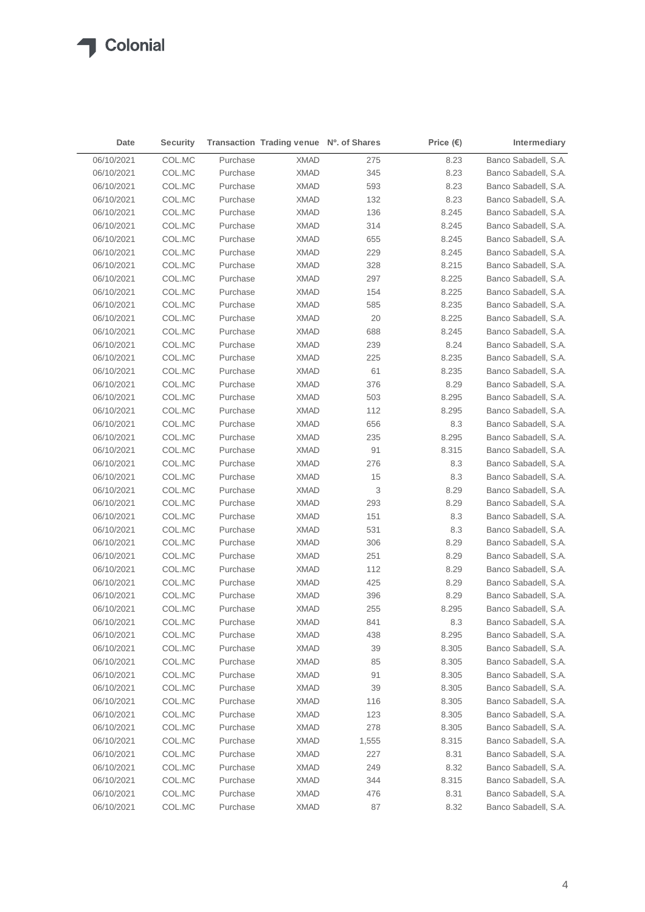| Date | Security | Transaction | Trading venue | Nº. of Shares | Price (€) | Intermediary |
|---|---|---|---|---|---|---|
| 06/10/2021 | COL.MC | Purchase | XMAD | 275 | 8.23 | Banco Sabadell, S.A. |
| 06/10/2021 | COL.MC | Purchase | XMAD | 345 | 8.23 | Banco Sabadell, S.A. |
| 06/10/2021 | COL.MC | Purchase | XMAD | 593 | 8.23 | Banco Sabadell, S.A. |
| 06/10/2021 | COL.MC | Purchase | XMAD | 132 | 8.23 | Banco Sabadell, S.A. |
| 06/10/2021 | COL.MC | Purchase | XMAD | 136 | 8.245 | Banco Sabadell, S.A. |
| 06/10/2021 | COL.MC | Purchase | XMAD | 314 | 8.245 | Banco Sabadell, S.A. |
| 06/10/2021 | COL.MC | Purchase | XMAD | 655 | 8.245 | Banco Sabadell, S.A. |
| 06/10/2021 | COL.MC | Purchase | XMAD | 229 | 8.245 | Banco Sabadell, S.A. |
| 06/10/2021 | COL.MC | Purchase | XMAD | 328 | 8.215 | Banco Sabadell, S.A. |
| 06/10/2021 | COL.MC | Purchase | XMAD | 297 | 8.225 | Banco Sabadell, S.A. |
| 06/10/2021 | COL.MC | Purchase | XMAD | 154 | 8.225 | Banco Sabadell, S.A. |
| 06/10/2021 | COL.MC | Purchase | XMAD | 585 | 8.235 | Banco Sabadell, S.A. |
| 06/10/2021 | COL.MC | Purchase | XMAD | 20 | 8.225 | Banco Sabadell, S.A. |
| 06/10/2021 | COL.MC | Purchase | XMAD | 688 | 8.245 | Banco Sabadell, S.A. |
| 06/10/2021 | COL.MC | Purchase | XMAD | 239 | 8.24 | Banco Sabadell, S.A. |
| 06/10/2021 | COL.MC | Purchase | XMAD | 225 | 8.235 | Banco Sabadell, S.A. |
| 06/10/2021 | COL.MC | Purchase | XMAD | 61 | 8.235 | Banco Sabadell, S.A. |
| 06/10/2021 | COL.MC | Purchase | XMAD | 376 | 8.29 | Banco Sabadell, S.A. |
| 06/10/2021 | COL.MC | Purchase | XMAD | 503 | 8.295 | Banco Sabadell, S.A. |
| 06/10/2021 | COL.MC | Purchase | XMAD | 112 | 8.295 | Banco Sabadell, S.A. |
| 06/10/2021 | COL.MC | Purchase | XMAD | 656 | 8.3 | Banco Sabadell, S.A. |
| 06/10/2021 | COL.MC | Purchase | XMAD | 235 | 8.295 | Banco Sabadell, S.A. |
| 06/10/2021 | COL.MC | Purchase | XMAD | 91 | 8.315 | Banco Sabadell, S.A. |
| 06/10/2021 | COL.MC | Purchase | XMAD | 276 | 8.3 | Banco Sabadell, S.A. |
| 06/10/2021 | COL.MC | Purchase | XMAD | 15 | 8.3 | Banco Sabadell, S.A. |
| 06/10/2021 | COL.MC | Purchase | XMAD | 3 | 8.29 | Banco Sabadell, S.A. |
| 06/10/2021 | COL.MC | Purchase | XMAD | 293 | 8.29 | Banco Sabadell, S.A. |
| 06/10/2021 | COL.MC | Purchase | XMAD | 151 | 8.3 | Banco Sabadell, S.A. |
| 06/10/2021 | COL.MC | Purchase | XMAD | 531 | 8.3 | Banco Sabadell, S.A. |
| 06/10/2021 | COL.MC | Purchase | XMAD | 306 | 8.29 | Banco Sabadell, S.A. |
| 06/10/2021 | COL.MC | Purchase | XMAD | 251 | 8.29 | Banco Sabadell, S.A. |
| 06/10/2021 | COL.MC | Purchase | XMAD | 112 | 8.29 | Banco Sabadell, S.A. |
| 06/10/2021 | COL.MC | Purchase | XMAD | 425 | 8.29 | Banco Sabadell, S.A. |
| 06/10/2021 | COL.MC | Purchase | XMAD | 396 | 8.29 | Banco Sabadell, S.A. |
| 06/10/2021 | COL.MC | Purchase | XMAD | 255 | 8.295 | Banco Sabadell, S.A. |
| 06/10/2021 | COL.MC | Purchase | XMAD | 841 | 8.3 | Banco Sabadell, S.A. |
| 06/10/2021 | COL.MC | Purchase | XMAD | 438 | 8.295 | Banco Sabadell, S.A. |
| 06/10/2021 | COL.MC | Purchase | XMAD | 39 | 8.305 | Banco Sabadell, S.A. |
| 06/10/2021 | COL.MC | Purchase | XMAD | 85 | 8.305 | Banco Sabadell, S.A. |
| 06/10/2021 | COL.MC | Purchase | XMAD | 91 | 8.305 | Banco Sabadell, S.A. |
| 06/10/2021 | COL.MC | Purchase | XMAD | 39 | 8.305 | Banco Sabadell, S.A. |
| 06/10/2021 | COL.MC | Purchase | XMAD | 116 | 8.305 | Banco Sabadell, S.A. |
| 06/10/2021 | COL.MC | Purchase | XMAD | 123 | 8.305 | Banco Sabadell, S.A. |
| 06/10/2021 | COL.MC | Purchase | XMAD | 278 | 8.305 | Banco Sabadell, S.A. |
| 06/10/2021 | COL.MC | Purchase | XMAD | 1,555 | 8.315 | Banco Sabadell, S.A. |
| 06/10/2021 | COL.MC | Purchase | XMAD | 227 | 8.31 | Banco Sabadell, S.A. |
| 06/10/2021 | COL.MC | Purchase | XMAD | 249 | 8.32 | Banco Sabadell, S.A. |
| 06/10/2021 | COL.MC | Purchase | XMAD | 344 | 8.315 | Banco Sabadell, S.A. |
| 06/10/2021 | COL.MC | Purchase | XMAD | 476 | 8.31 | Banco Sabadell, S.A. |
| 06/10/2021 | COL.MC | Purchase | XMAD | 87 | 8.32 | Banco Sabadell, S.A. |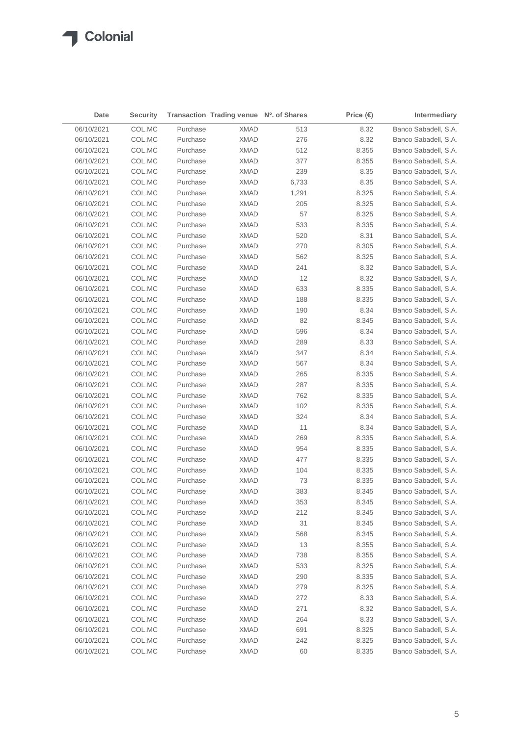| Date | Security | Transaction | Trading venue | Nº. of Shares | Price (€) | Intermediary |
|---|---|---|---|---|---|---|
| 06/10/2021 | COL.MC | Purchase | XMAD | 513 | 8.32 | Banco Sabadell, S.A. |
| 06/10/2021 | COL.MC | Purchase | XMAD | 276 | 8.32 | Banco Sabadell, S.A. |
| 06/10/2021 | COL.MC | Purchase | XMAD | 512 | 8.355 | Banco Sabadell, S.A. |
| 06/10/2021 | COL.MC | Purchase | XMAD | 377 | 8.355 | Banco Sabadell, S.A. |
| 06/10/2021 | COL.MC | Purchase | XMAD | 239 | 8.35 | Banco Sabadell, S.A. |
| 06/10/2021 | COL.MC | Purchase | XMAD | 6,733 | 8.35 | Banco Sabadell, S.A. |
| 06/10/2021 | COL.MC | Purchase | XMAD | 1,291 | 8.325 | Banco Sabadell, S.A. |
| 06/10/2021 | COL.MC | Purchase | XMAD | 205 | 8.325 | Banco Sabadell, S.A. |
| 06/10/2021 | COL.MC | Purchase | XMAD | 57 | 8.325 | Banco Sabadell, S.A. |
| 06/10/2021 | COL.MC | Purchase | XMAD | 533 | 8.335 | Banco Sabadell, S.A. |
| 06/10/2021 | COL.MC | Purchase | XMAD | 520 | 8.31 | Banco Sabadell, S.A. |
| 06/10/2021 | COL.MC | Purchase | XMAD | 270 | 8.305 | Banco Sabadell, S.A. |
| 06/10/2021 | COL.MC | Purchase | XMAD | 562 | 8.325 | Banco Sabadell, S.A. |
| 06/10/2021 | COL.MC | Purchase | XMAD | 241 | 8.32 | Banco Sabadell, S.A. |
| 06/10/2021 | COL.MC | Purchase | XMAD | 12 | 8.32 | Banco Sabadell, S.A. |
| 06/10/2021 | COL.MC | Purchase | XMAD | 633 | 8.335 | Banco Sabadell, S.A. |
| 06/10/2021 | COL.MC | Purchase | XMAD | 188 | 8.335 | Banco Sabadell, S.A. |
| 06/10/2021 | COL.MC | Purchase | XMAD | 190 | 8.34 | Banco Sabadell, S.A. |
| 06/10/2021 | COL.MC | Purchase | XMAD | 82 | 8.345 | Banco Sabadell, S.A. |
| 06/10/2021 | COL.MC | Purchase | XMAD | 596 | 8.34 | Banco Sabadell, S.A. |
| 06/10/2021 | COL.MC | Purchase | XMAD | 289 | 8.33 | Banco Sabadell, S.A. |
| 06/10/2021 | COL.MC | Purchase | XMAD | 347 | 8.34 | Banco Sabadell, S.A. |
| 06/10/2021 | COL.MC | Purchase | XMAD | 567 | 8.34 | Banco Sabadell, S.A. |
| 06/10/2021 | COL.MC | Purchase | XMAD | 265 | 8.335 | Banco Sabadell, S.A. |
| 06/10/2021 | COL.MC | Purchase | XMAD | 287 | 8.335 | Banco Sabadell, S.A. |
| 06/10/2021 | COL.MC | Purchase | XMAD | 762 | 8.335 | Banco Sabadell, S.A. |
| 06/10/2021 | COL.MC | Purchase | XMAD | 102 | 8.335 | Banco Sabadell, S.A. |
| 06/10/2021 | COL.MC | Purchase | XMAD | 324 | 8.34 | Banco Sabadell, S.A. |
| 06/10/2021 | COL.MC | Purchase | XMAD | 11 | 8.34 | Banco Sabadell, S.A. |
| 06/10/2021 | COL.MC | Purchase | XMAD | 269 | 8.335 | Banco Sabadell, S.A. |
| 06/10/2021 | COL.MC | Purchase | XMAD | 954 | 8.335 | Banco Sabadell, S.A. |
| 06/10/2021 | COL.MC | Purchase | XMAD | 477 | 8.335 | Banco Sabadell, S.A. |
| 06/10/2021 | COL.MC | Purchase | XMAD | 104 | 8.335 | Banco Sabadell, S.A. |
| 06/10/2021 | COL.MC | Purchase | XMAD | 73 | 8.335 | Banco Sabadell, S.A. |
| 06/10/2021 | COL.MC | Purchase | XMAD | 383 | 8.345 | Banco Sabadell, S.A. |
| 06/10/2021 | COL.MC | Purchase | XMAD | 353 | 8.345 | Banco Sabadell, S.A. |
| 06/10/2021 | COL.MC | Purchase | XMAD | 212 | 8.345 | Banco Sabadell, S.A. |
| 06/10/2021 | COL.MC | Purchase | XMAD | 31 | 8.345 | Banco Sabadell, S.A. |
| 06/10/2021 | COL.MC | Purchase | XMAD | 568 | 8.345 | Banco Sabadell, S.A. |
| 06/10/2021 | COL.MC | Purchase | XMAD | 13 | 8.355 | Banco Sabadell, S.A. |
| 06/10/2021 | COL.MC | Purchase | XMAD | 738 | 8.355 | Banco Sabadell, S.A. |
| 06/10/2021 | COL.MC | Purchase | XMAD | 533 | 8.325 | Banco Sabadell, S.A. |
| 06/10/2021 | COL.MC | Purchase | XMAD | 290 | 8.335 | Banco Sabadell, S.A. |
| 06/10/2021 | COL.MC | Purchase | XMAD | 279 | 8.325 | Banco Sabadell, S.A. |
| 06/10/2021 | COL.MC | Purchase | XMAD | 272 | 8.33 | Banco Sabadell, S.A. |
| 06/10/2021 | COL.MC | Purchase | XMAD | 271 | 8.32 | Banco Sabadell, S.A. |
| 06/10/2021 | COL.MC | Purchase | XMAD | 264 | 8.33 | Banco Sabadell, S.A. |
| 06/10/2021 | COL.MC | Purchase | XMAD | 691 | 8.325 | Banco Sabadell, S.A. |
| 06/10/2021 | COL.MC | Purchase | XMAD | 242 | 8.325 | Banco Sabadell, S.A. |
| 06/10/2021 | COL.MC | Purchase | XMAD | 60 | 8.335 | Banco Sabadell, S.A. |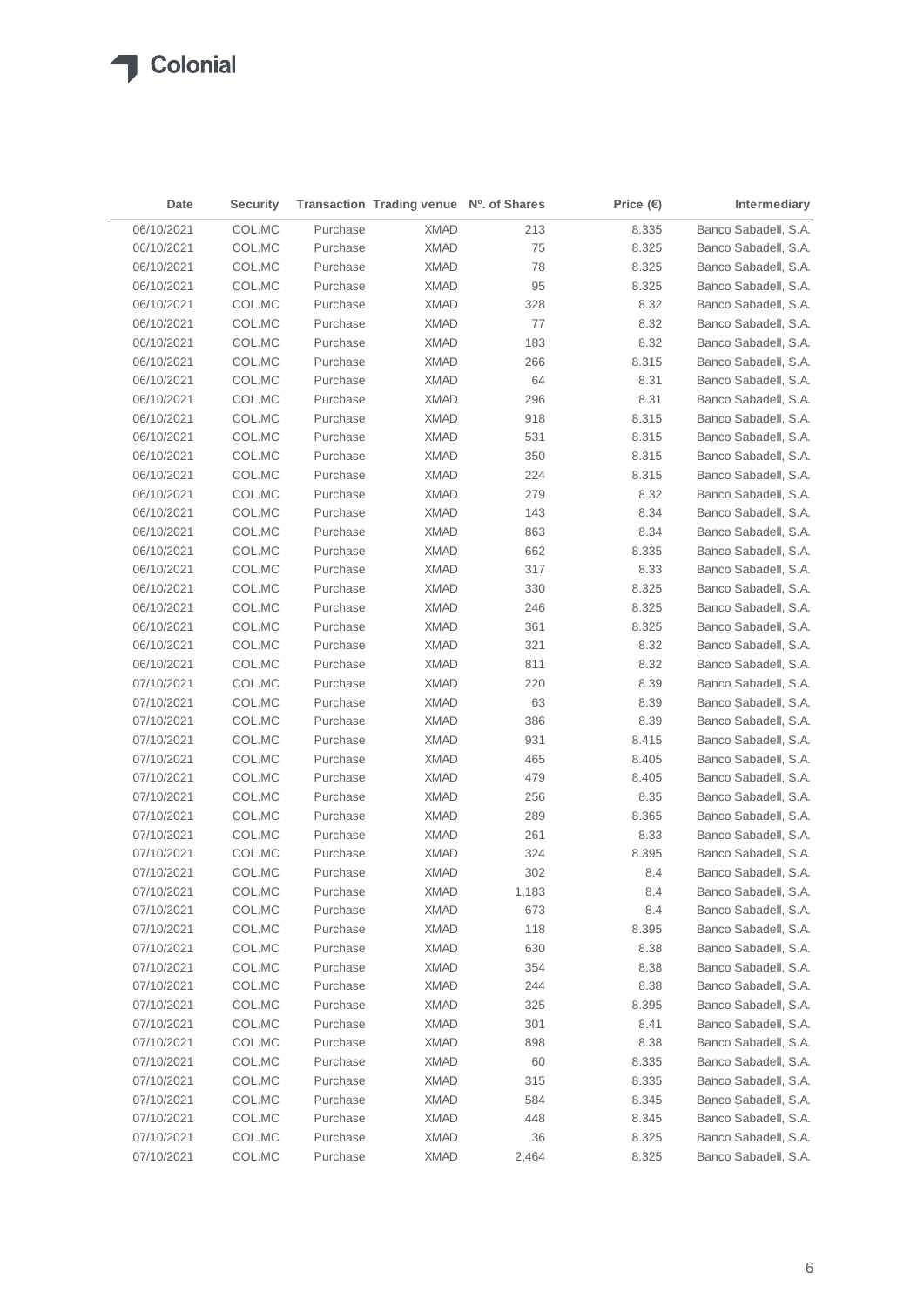| Date | Security | Transaction | Trading venue | Nº. of Shares | Price (€) | Intermediary |
|---|---|---|---|---|---|---|
| 06/10/2021 | COL.MC | Purchase | XMAD | 213 | 8.335 | Banco Sabadell, S.A. |
| 06/10/2021 | COL.MC | Purchase | XMAD | 75 | 8.325 | Banco Sabadell, S.A. |
| 06/10/2021 | COL.MC | Purchase | XMAD | 78 | 8.325 | Banco Sabadell, S.A. |
| 06/10/2021 | COL.MC | Purchase | XMAD | 95 | 8.325 | Banco Sabadell, S.A. |
| 06/10/2021 | COL.MC | Purchase | XMAD | 328 | 8.32 | Banco Sabadell, S.A. |
| 06/10/2021 | COL.MC | Purchase | XMAD | 77 | 8.32 | Banco Sabadell, S.A. |
| 06/10/2021 | COL.MC | Purchase | XMAD | 183 | 8.32 | Banco Sabadell, S.A. |
| 06/10/2021 | COL.MC | Purchase | XMAD | 266 | 8.315 | Banco Sabadell, S.A. |
| 06/10/2021 | COL.MC | Purchase | XMAD | 64 | 8.31 | Banco Sabadell, S.A. |
| 06/10/2021 | COL.MC | Purchase | XMAD | 296 | 8.31 | Banco Sabadell, S.A. |
| 06/10/2021 | COL.MC | Purchase | XMAD | 918 | 8.315 | Banco Sabadell, S.A. |
| 06/10/2021 | COL.MC | Purchase | XMAD | 531 | 8.315 | Banco Sabadell, S.A. |
| 06/10/2021 | COL.MC | Purchase | XMAD | 350 | 8.315 | Banco Sabadell, S.A. |
| 06/10/2021 | COL.MC | Purchase | XMAD | 224 | 8.315 | Banco Sabadell, S.A. |
| 06/10/2021 | COL.MC | Purchase | XMAD | 279 | 8.32 | Banco Sabadell, S.A. |
| 06/10/2021 | COL.MC | Purchase | XMAD | 143 | 8.34 | Banco Sabadell, S.A. |
| 06/10/2021 | COL.MC | Purchase | XMAD | 863 | 8.34 | Banco Sabadell, S.A. |
| 06/10/2021 | COL.MC | Purchase | XMAD | 662 | 8.335 | Banco Sabadell, S.A. |
| 06/10/2021 | COL.MC | Purchase | XMAD | 317 | 8.33 | Banco Sabadell, S.A. |
| 06/10/2021 | COL.MC | Purchase | XMAD | 330 | 8.325 | Banco Sabadell, S.A. |
| 06/10/2021 | COL.MC | Purchase | XMAD | 246 | 8.325 | Banco Sabadell, S.A. |
| 06/10/2021 | COL.MC | Purchase | XMAD | 361 | 8.325 | Banco Sabadell, S.A. |
| 06/10/2021 | COL.MC | Purchase | XMAD | 321 | 8.32 | Banco Sabadell, S.A. |
| 06/10/2021 | COL.MC | Purchase | XMAD | 811 | 8.32 | Banco Sabadell, S.A. |
| 07/10/2021 | COL.MC | Purchase | XMAD | 220 | 8.39 | Banco Sabadell, S.A. |
| 07/10/2021 | COL.MC | Purchase | XMAD | 63 | 8.39 | Banco Sabadell, S.A. |
| 07/10/2021 | COL.MC | Purchase | XMAD | 386 | 8.39 | Banco Sabadell, S.A. |
| 07/10/2021 | COL.MC | Purchase | XMAD | 931 | 8.415 | Banco Sabadell, S.A. |
| 07/10/2021 | COL.MC | Purchase | XMAD | 465 | 8.405 | Banco Sabadell, S.A. |
| 07/10/2021 | COL.MC | Purchase | XMAD | 479 | 8.405 | Banco Sabadell, S.A. |
| 07/10/2021 | COL.MC | Purchase | XMAD | 256 | 8.35 | Banco Sabadell, S.A. |
| 07/10/2021 | COL.MC | Purchase | XMAD | 289 | 8.365 | Banco Sabadell, S.A. |
| 07/10/2021 | COL.MC | Purchase | XMAD | 261 | 8.33 | Banco Sabadell, S.A. |
| 07/10/2021 | COL.MC | Purchase | XMAD | 324 | 8.395 | Banco Sabadell, S.A. |
| 07/10/2021 | COL.MC | Purchase | XMAD | 302 | 8.4 | Banco Sabadell, S.A. |
| 07/10/2021 | COL.MC | Purchase | XMAD | 1,183 | 8.4 | Banco Sabadell, S.A. |
| 07/10/2021 | COL.MC | Purchase | XMAD | 673 | 8.4 | Banco Sabadell, S.A. |
| 07/10/2021 | COL.MC | Purchase | XMAD | 118 | 8.395 | Banco Sabadell, S.A. |
| 07/10/2021 | COL.MC | Purchase | XMAD | 630 | 8.38 | Banco Sabadell, S.A. |
| 07/10/2021 | COL.MC | Purchase | XMAD | 354 | 8.38 | Banco Sabadell, S.A. |
| 07/10/2021 | COL.MC | Purchase | XMAD | 244 | 8.38 | Banco Sabadell, S.A. |
| 07/10/2021 | COL.MC | Purchase | XMAD | 325 | 8.395 | Banco Sabadell, S.A. |
| 07/10/2021 | COL.MC | Purchase | XMAD | 301 | 8.41 | Banco Sabadell, S.A. |
| 07/10/2021 | COL.MC | Purchase | XMAD | 898 | 8.38 | Banco Sabadell, S.A. |
| 07/10/2021 | COL.MC | Purchase | XMAD | 60 | 8.335 | Banco Sabadell, S.A. |
| 07/10/2021 | COL.MC | Purchase | XMAD | 315 | 8.335 | Banco Sabadell, S.A. |
| 07/10/2021 | COL.MC | Purchase | XMAD | 584 | 8.345 | Banco Sabadell, S.A. |
| 07/10/2021 | COL.MC | Purchase | XMAD | 448 | 8.345 | Banco Sabadell, S.A. |
| 07/10/2021 | COL.MC | Purchase | XMAD | 36 | 8.325 | Banco Sabadell, S.A. |
| 07/10/2021 | COL.MC | Purchase | XMAD | 2,464 | 8.325 | Banco Sabadell, S.A. |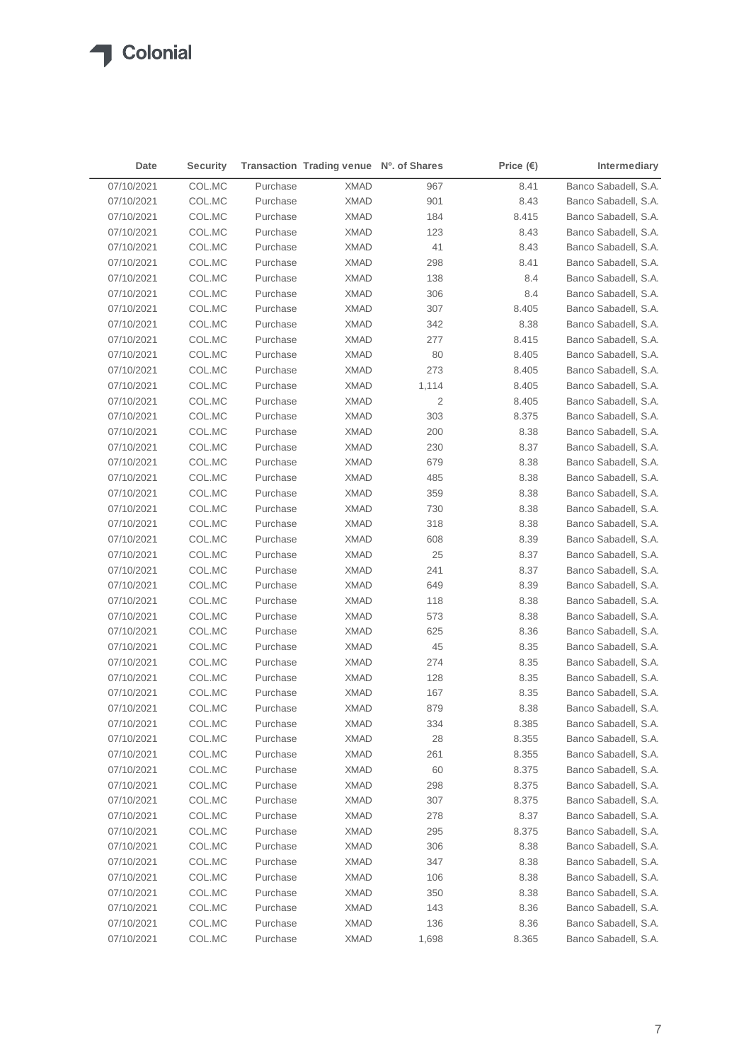| Date | Security | Transaction | Trading venue | Nº. of Shares | Price (€) | Intermediary |
|---|---|---|---|---|---|---|
| 07/10/2021 | COL.MC | Purchase | XMAD | 967 | 8.41 | Banco Sabadell, S.A. |
| 07/10/2021 | COL.MC | Purchase | XMAD | 901 | 8.43 | Banco Sabadell, S.A. |
| 07/10/2021 | COL.MC | Purchase | XMAD | 184 | 8.415 | Banco Sabadell, S.A. |
| 07/10/2021 | COL.MC | Purchase | XMAD | 123 | 8.43 | Banco Sabadell, S.A. |
| 07/10/2021 | COL.MC | Purchase | XMAD | 41 | 8.43 | Banco Sabadell, S.A. |
| 07/10/2021 | COL.MC | Purchase | XMAD | 298 | 8.41 | Banco Sabadell, S.A. |
| 07/10/2021 | COL.MC | Purchase | XMAD | 138 | 8.4 | Banco Sabadell, S.A. |
| 07/10/2021 | COL.MC | Purchase | XMAD | 306 | 8.4 | Banco Sabadell, S.A. |
| 07/10/2021 | COL.MC | Purchase | XMAD | 307 | 8.405 | Banco Sabadell, S.A. |
| 07/10/2021 | COL.MC | Purchase | XMAD | 342 | 8.38 | Banco Sabadell, S.A. |
| 07/10/2021 | COL.MC | Purchase | XMAD | 277 | 8.415 | Banco Sabadell, S.A. |
| 07/10/2021 | COL.MC | Purchase | XMAD | 80 | 8.405 | Banco Sabadell, S.A. |
| 07/10/2021 | COL.MC | Purchase | XMAD | 273 | 8.405 | Banco Sabadell, S.A. |
| 07/10/2021 | COL.MC | Purchase | XMAD | 1,114 | 8.405 | Banco Sabadell, S.A. |
| 07/10/2021 | COL.MC | Purchase | XMAD | 2 | 8.405 | Banco Sabadell, S.A. |
| 07/10/2021 | COL.MC | Purchase | XMAD | 303 | 8.375 | Banco Sabadell, S.A. |
| 07/10/2021 | COL.MC | Purchase | XMAD | 200 | 8.38 | Banco Sabadell, S.A. |
| 07/10/2021 | COL.MC | Purchase | XMAD | 230 | 8.37 | Banco Sabadell, S.A. |
| 07/10/2021 | COL.MC | Purchase | XMAD | 679 | 8.38 | Banco Sabadell, S.A. |
| 07/10/2021 | COL.MC | Purchase | XMAD | 485 | 8.38 | Banco Sabadell, S.A. |
| 07/10/2021 | COL.MC | Purchase | XMAD | 359 | 8.38 | Banco Sabadell, S.A. |
| 07/10/2021 | COL.MC | Purchase | XMAD | 730 | 8.38 | Banco Sabadell, S.A. |
| 07/10/2021 | COL.MC | Purchase | XMAD | 318 | 8.38 | Banco Sabadell, S.A. |
| 07/10/2021 | COL.MC | Purchase | XMAD | 608 | 8.39 | Banco Sabadell, S.A. |
| 07/10/2021 | COL.MC | Purchase | XMAD | 25 | 8.37 | Banco Sabadell, S.A. |
| 07/10/2021 | COL.MC | Purchase | XMAD | 241 | 8.37 | Banco Sabadell, S.A. |
| 07/10/2021 | COL.MC | Purchase | XMAD | 649 | 8.39 | Banco Sabadell, S.A. |
| 07/10/2021 | COL.MC | Purchase | XMAD | 118 | 8.38 | Banco Sabadell, S.A. |
| 07/10/2021 | COL.MC | Purchase | XMAD | 573 | 8.38 | Banco Sabadell, S.A. |
| 07/10/2021 | COL.MC | Purchase | XMAD | 625 | 8.36 | Banco Sabadell, S.A. |
| 07/10/2021 | COL.MC | Purchase | XMAD | 45 | 8.35 | Banco Sabadell, S.A. |
| 07/10/2021 | COL.MC | Purchase | XMAD | 274 | 8.35 | Banco Sabadell, S.A. |
| 07/10/2021 | COL.MC | Purchase | XMAD | 128 | 8.35 | Banco Sabadell, S.A. |
| 07/10/2021 | COL.MC | Purchase | XMAD | 167 | 8.35 | Banco Sabadell, S.A. |
| 07/10/2021 | COL.MC | Purchase | XMAD | 879 | 8.38 | Banco Sabadell, S.A. |
| 07/10/2021 | COL.MC | Purchase | XMAD | 334 | 8.385 | Banco Sabadell, S.A. |
| 07/10/2021 | COL.MC | Purchase | XMAD | 28 | 8.355 | Banco Sabadell, S.A. |
| 07/10/2021 | COL.MC | Purchase | XMAD | 261 | 8.355 | Banco Sabadell, S.A. |
| 07/10/2021 | COL.MC | Purchase | XMAD | 60 | 8.375 | Banco Sabadell, S.A. |
| 07/10/2021 | COL.MC | Purchase | XMAD | 298 | 8.375 | Banco Sabadell, S.A. |
| 07/10/2021 | COL.MC | Purchase | XMAD | 307 | 8.375 | Banco Sabadell, S.A. |
| 07/10/2021 | COL.MC | Purchase | XMAD | 278 | 8.37 | Banco Sabadell, S.A. |
| 07/10/2021 | COL.MC | Purchase | XMAD | 295 | 8.375 | Banco Sabadell, S.A. |
| 07/10/2021 | COL.MC | Purchase | XMAD | 306 | 8.38 | Banco Sabadell, S.A. |
| 07/10/2021 | COL.MC | Purchase | XMAD | 347 | 8.38 | Banco Sabadell, S.A. |
| 07/10/2021 | COL.MC | Purchase | XMAD | 106 | 8.38 | Banco Sabadell, S.A. |
| 07/10/2021 | COL.MC | Purchase | XMAD | 350 | 8.38 | Banco Sabadell, S.A. |
| 07/10/2021 | COL.MC | Purchase | XMAD | 143 | 8.36 | Banco Sabadell, S.A. |
| 07/10/2021 | COL.MC | Purchase | XMAD | 136 | 8.36 | Banco Sabadell, S.A. |
| 07/10/2021 | COL.MC | Purchase | XMAD | 1,698 | 8.365 | Banco Sabadell, S.A. |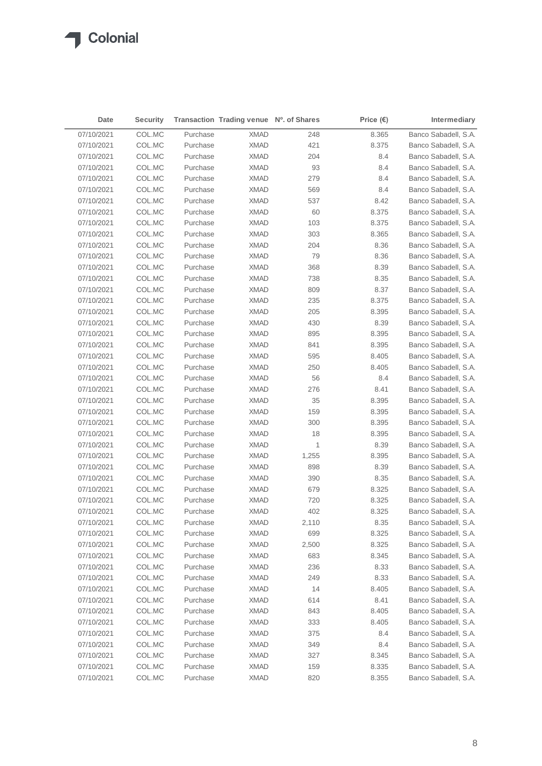| Date | Security | Transaction | Trading venue | Nº. of Shares | Price (€) | Intermediary |
|---|---|---|---|---|---|---|
| 07/10/2021 | COL.MC | Purchase | XMAD | 248 | 8.365 | Banco Sabadell, S.A. |
| 07/10/2021 | COL.MC | Purchase | XMAD | 421 | 8.375 | Banco Sabadell, S.A. |
| 07/10/2021 | COL.MC | Purchase | XMAD | 204 | 8.4 | Banco Sabadell, S.A. |
| 07/10/2021 | COL.MC | Purchase | XMAD | 93 | 8.4 | Banco Sabadell, S.A. |
| 07/10/2021 | COL.MC | Purchase | XMAD | 279 | 8.4 | Banco Sabadell, S.A. |
| 07/10/2021 | COL.MC | Purchase | XMAD | 569 | 8.4 | Banco Sabadell, S.A. |
| 07/10/2021 | COL.MC | Purchase | XMAD | 537 | 8.42 | Banco Sabadell, S.A. |
| 07/10/2021 | COL.MC | Purchase | XMAD | 60 | 8.375 | Banco Sabadell, S.A. |
| 07/10/2021 | COL.MC | Purchase | XMAD | 103 | 8.375 | Banco Sabadell, S.A. |
| 07/10/2021 | COL.MC | Purchase | XMAD | 303 | 8.365 | Banco Sabadell, S.A. |
| 07/10/2021 | COL.MC | Purchase | XMAD | 204 | 8.36 | Banco Sabadell, S.A. |
| 07/10/2021 | COL.MC | Purchase | XMAD | 79 | 8.36 | Banco Sabadell, S.A. |
| 07/10/2021 | COL.MC | Purchase | XMAD | 368 | 8.39 | Banco Sabadell, S.A. |
| 07/10/2021 | COL.MC | Purchase | XMAD | 738 | 8.35 | Banco Sabadell, S.A. |
| 07/10/2021 | COL.MC | Purchase | XMAD | 809 | 8.37 | Banco Sabadell, S.A. |
| 07/10/2021 | COL.MC | Purchase | XMAD | 235 | 8.375 | Banco Sabadell, S.A. |
| 07/10/2021 | COL.MC | Purchase | XMAD | 205 | 8.395 | Banco Sabadell, S.A. |
| 07/10/2021 | COL.MC | Purchase | XMAD | 430 | 8.39 | Banco Sabadell, S.A. |
| 07/10/2021 | COL.MC | Purchase | XMAD | 895 | 8.395 | Banco Sabadell, S.A. |
| 07/10/2021 | COL.MC | Purchase | XMAD | 841 | 8.395 | Banco Sabadell, S.A. |
| 07/10/2021 | COL.MC | Purchase | XMAD | 595 | 8.405 | Banco Sabadell, S.A. |
| 07/10/2021 | COL.MC | Purchase | XMAD | 250 | 8.405 | Banco Sabadell, S.A. |
| 07/10/2021 | COL.MC | Purchase | XMAD | 56 | 8.4 | Banco Sabadell, S.A. |
| 07/10/2021 | COL.MC | Purchase | XMAD | 276 | 8.41 | Banco Sabadell, S.A. |
| 07/10/2021 | COL.MC | Purchase | XMAD | 35 | 8.395 | Banco Sabadell, S.A. |
| 07/10/2021 | COL.MC | Purchase | XMAD | 159 | 8.395 | Banco Sabadell, S.A. |
| 07/10/2021 | COL.MC | Purchase | XMAD | 300 | 8.395 | Banco Sabadell, S.A. |
| 07/10/2021 | COL.MC | Purchase | XMAD | 18 | 8.395 | Banco Sabadell, S.A. |
| 07/10/2021 | COL.MC | Purchase | XMAD | 1 | 8.39 | Banco Sabadell, S.A. |
| 07/10/2021 | COL.MC | Purchase | XMAD | 1,255 | 8.395 | Banco Sabadell, S.A. |
| 07/10/2021 | COL.MC | Purchase | XMAD | 898 | 8.39 | Banco Sabadell, S.A. |
| 07/10/2021 | COL.MC | Purchase | XMAD | 390 | 8.35 | Banco Sabadell, S.A. |
| 07/10/2021 | COL.MC | Purchase | XMAD | 679 | 8.325 | Banco Sabadell, S.A. |
| 07/10/2021 | COL.MC | Purchase | XMAD | 720 | 8.325 | Banco Sabadell, S.A. |
| 07/10/2021 | COL.MC | Purchase | XMAD | 402 | 8.325 | Banco Sabadell, S.A. |
| 07/10/2021 | COL.MC | Purchase | XMAD | 2,110 | 8.35 | Banco Sabadell, S.A. |
| 07/10/2021 | COL.MC | Purchase | XMAD | 699 | 8.325 | Banco Sabadell, S.A. |
| 07/10/2021 | COL.MC | Purchase | XMAD | 2,500 | 8.325 | Banco Sabadell, S.A. |
| 07/10/2021 | COL.MC | Purchase | XMAD | 683 | 8.345 | Banco Sabadell, S.A. |
| 07/10/2021 | COL.MC | Purchase | XMAD | 236 | 8.33 | Banco Sabadell, S.A. |
| 07/10/2021 | COL.MC | Purchase | XMAD | 249 | 8.33 | Banco Sabadell, S.A. |
| 07/10/2021 | COL.MC | Purchase | XMAD | 14 | 8.405 | Banco Sabadell, S.A. |
| 07/10/2021 | COL.MC | Purchase | XMAD | 614 | 8.41 | Banco Sabadell, S.A. |
| 07/10/2021 | COL.MC | Purchase | XMAD | 843 | 8.405 | Banco Sabadell, S.A. |
| 07/10/2021 | COL.MC | Purchase | XMAD | 333 | 8.405 | Banco Sabadell, S.A. |
| 07/10/2021 | COL.MC | Purchase | XMAD | 375 | 8.4 | Banco Sabadell, S.A. |
| 07/10/2021 | COL.MC | Purchase | XMAD | 349 | 8.4 | Banco Sabadell, S.A. |
| 07/10/2021 | COL.MC | Purchase | XMAD | 327 | 8.345 | Banco Sabadell, S.A. |
| 07/10/2021 | COL.MC | Purchase | XMAD | 159 | 8.335 | Banco Sabadell, S.A. |
| 07/10/2021 | COL.MC | Purchase | XMAD | 820 | 8.355 | Banco Sabadell, S.A. |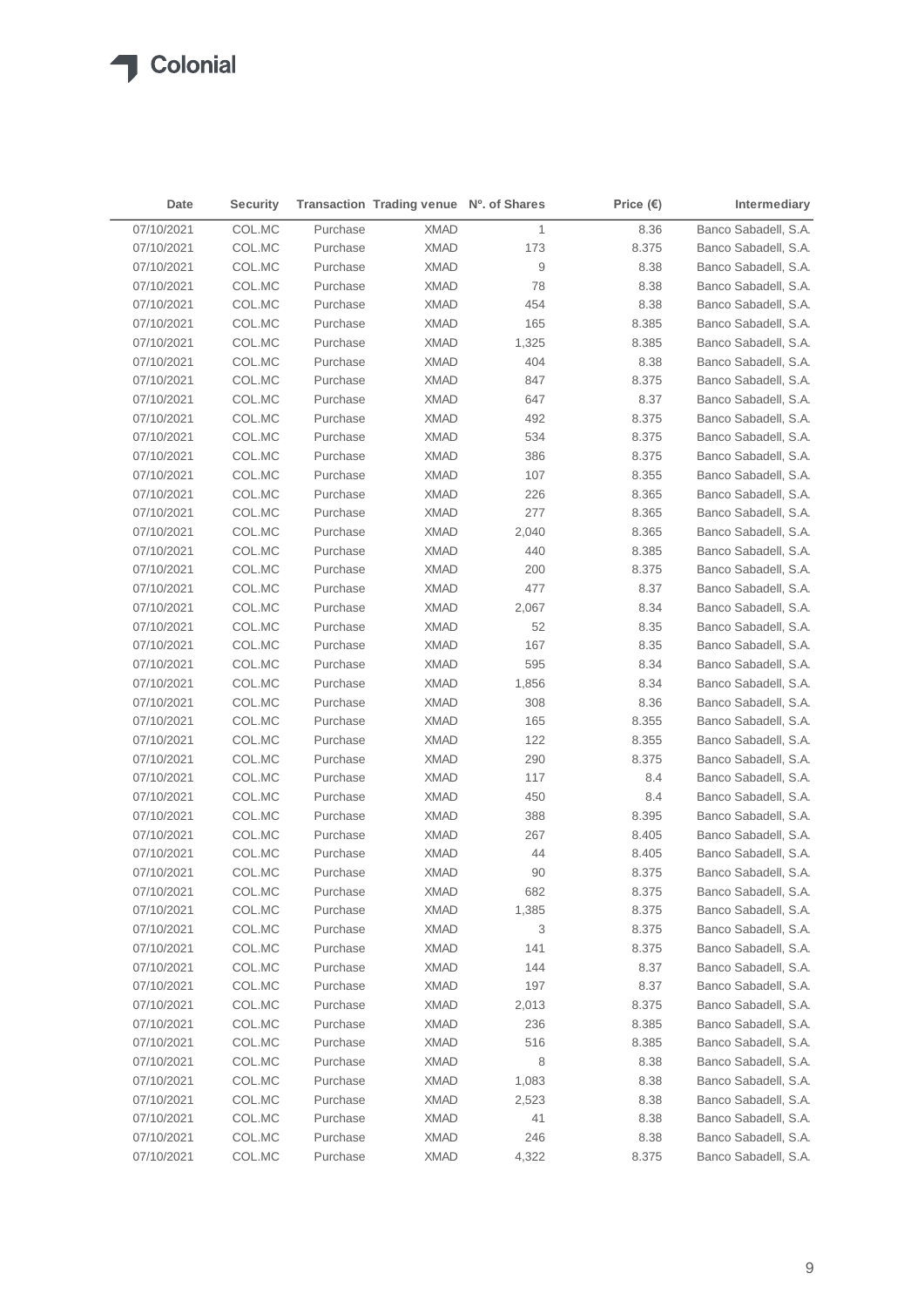| Date | Security | Transaction | Trading venue | Nº. of Shares | Price (€) | Intermediary |
|---|---|---|---|---|---|---|
| 07/10/2021 | COL.MC | Purchase | XMAD | 1 | 8.36 | Banco Sabadell, S.A. |
| 07/10/2021 | COL.MC | Purchase | XMAD | 173 | 8.375 | Banco Sabadell, S.A. |
| 07/10/2021 | COL.MC | Purchase | XMAD | 9 | 8.38 | Banco Sabadell, S.A. |
| 07/10/2021 | COL.MC | Purchase | XMAD | 78 | 8.38 | Banco Sabadell, S.A. |
| 07/10/2021 | COL.MC | Purchase | XMAD | 454 | 8.38 | Banco Sabadell, S.A. |
| 07/10/2021 | COL.MC | Purchase | XMAD | 165 | 8.385 | Banco Sabadell, S.A. |
| 07/10/2021 | COL.MC | Purchase | XMAD | 1,325 | 8.385 | Banco Sabadell, S.A. |
| 07/10/2021 | COL.MC | Purchase | XMAD | 404 | 8.38 | Banco Sabadell, S.A. |
| 07/10/2021 | COL.MC | Purchase | XMAD | 847 | 8.375 | Banco Sabadell, S.A. |
| 07/10/2021 | COL.MC | Purchase | XMAD | 647 | 8.37 | Banco Sabadell, S.A. |
| 07/10/2021 | COL.MC | Purchase | XMAD | 492 | 8.375 | Banco Sabadell, S.A. |
| 07/10/2021 | COL.MC | Purchase | XMAD | 534 | 8.375 | Banco Sabadell, S.A. |
| 07/10/2021 | COL.MC | Purchase | XMAD | 386 | 8.375 | Banco Sabadell, S.A. |
| 07/10/2021 | COL.MC | Purchase | XMAD | 107 | 8.355 | Banco Sabadell, S.A. |
| 07/10/2021 | COL.MC | Purchase | XMAD | 226 | 8.365 | Banco Sabadell, S.A. |
| 07/10/2021 | COL.MC | Purchase | XMAD | 277 | 8.365 | Banco Sabadell, S.A. |
| 07/10/2021 | COL.MC | Purchase | XMAD | 2,040 | 8.365 | Banco Sabadell, S.A. |
| 07/10/2021 | COL.MC | Purchase | XMAD | 440 | 8.385 | Banco Sabadell, S.A. |
| 07/10/2021 | COL.MC | Purchase | XMAD | 200 | 8.375 | Banco Sabadell, S.A. |
| 07/10/2021 | COL.MC | Purchase | XMAD | 477 | 8.37 | Banco Sabadell, S.A. |
| 07/10/2021 | COL.MC | Purchase | XMAD | 2,067 | 8.34 | Banco Sabadell, S.A. |
| 07/10/2021 | COL.MC | Purchase | XMAD | 52 | 8.35 | Banco Sabadell, S.A. |
| 07/10/2021 | COL.MC | Purchase | XMAD | 167 | 8.35 | Banco Sabadell, S.A. |
| 07/10/2021 | COL.MC | Purchase | XMAD | 595 | 8.34 | Banco Sabadell, S.A. |
| 07/10/2021 | COL.MC | Purchase | XMAD | 1,856 | 8.34 | Banco Sabadell, S.A. |
| 07/10/2021 | COL.MC | Purchase | XMAD | 308 | 8.36 | Banco Sabadell, S.A. |
| 07/10/2021 | COL.MC | Purchase | XMAD | 165 | 8.355 | Banco Sabadell, S.A. |
| 07/10/2021 | COL.MC | Purchase | XMAD | 122 | 8.355 | Banco Sabadell, S.A. |
| 07/10/2021 | COL.MC | Purchase | XMAD | 290 | 8.375 | Banco Sabadell, S.A. |
| 07/10/2021 | COL.MC | Purchase | XMAD | 117 | 8.4 | Banco Sabadell, S.A. |
| 07/10/2021 | COL.MC | Purchase | XMAD | 450 | 8.4 | Banco Sabadell, S.A. |
| 07/10/2021 | COL.MC | Purchase | XMAD | 388 | 8.395 | Banco Sabadell, S.A. |
| 07/10/2021 | COL.MC | Purchase | XMAD | 267 | 8.405 | Banco Sabadell, S.A. |
| 07/10/2021 | COL.MC | Purchase | XMAD | 44 | 8.405 | Banco Sabadell, S.A. |
| 07/10/2021 | COL.MC | Purchase | XMAD | 90 | 8.375 | Banco Sabadell, S.A. |
| 07/10/2021 | COL.MC | Purchase | XMAD | 682 | 8.375 | Banco Sabadell, S.A. |
| 07/10/2021 | COL.MC | Purchase | XMAD | 1,385 | 8.375 | Banco Sabadell, S.A. |
| 07/10/2021 | COL.MC | Purchase | XMAD | 3 | 8.375 | Banco Sabadell, S.A. |
| 07/10/2021 | COL.MC | Purchase | XMAD | 141 | 8.375 | Banco Sabadell, S.A. |
| 07/10/2021 | COL.MC | Purchase | XMAD | 144 | 8.37 | Banco Sabadell, S.A. |
| 07/10/2021 | COL.MC | Purchase | XMAD | 197 | 8.37 | Banco Sabadell, S.A. |
| 07/10/2021 | COL.MC | Purchase | XMAD | 2,013 | 8.375 | Banco Sabadell, S.A. |
| 07/10/2021 | COL.MC | Purchase | XMAD | 236 | 8.385 | Banco Sabadell, S.A. |
| 07/10/2021 | COL.MC | Purchase | XMAD | 516 | 8.385 | Banco Sabadell, S.A. |
| 07/10/2021 | COL.MC | Purchase | XMAD | 8 | 8.38 | Banco Sabadell, S.A. |
| 07/10/2021 | COL.MC | Purchase | XMAD | 1,083 | 8.38 | Banco Sabadell, S.A. |
| 07/10/2021 | COL.MC | Purchase | XMAD | 2,523 | 8.38 | Banco Sabadell, S.A. |
| 07/10/2021 | COL.MC | Purchase | XMAD | 41 | 8.38 | Banco Sabadell, S.A. |
| 07/10/2021 | COL.MC | Purchase | XMAD | 246 | 8.38 | Banco Sabadell, S.A. |
| 07/10/2021 | COL.MC | Purchase | XMAD | 4,322 | 8.375 | Banco Sabadell, S.A. |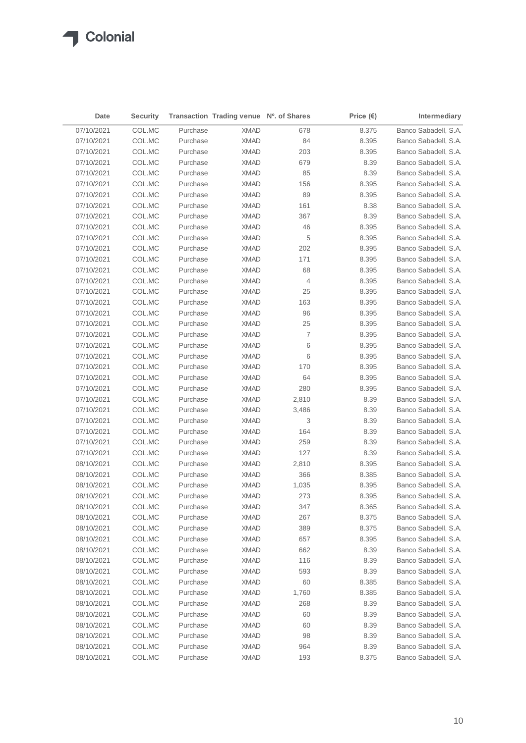| Date | Security | Transaction | Trading venue | Nº. of Shares | Price (€) | Intermediary |
|---|---|---|---|---|---|---|
| 07/10/2021 | COL.MC | Purchase | XMAD | 678 | 8.375 | Banco Sabadell, S.A. |
| 07/10/2021 | COL.MC | Purchase | XMAD | 84 | 8.395 | Banco Sabadell, S.A. |
| 07/10/2021 | COL.MC | Purchase | XMAD | 203 | 8.395 | Banco Sabadell, S.A. |
| 07/10/2021 | COL.MC | Purchase | XMAD | 679 | 8.39 | Banco Sabadell, S.A. |
| 07/10/2021 | COL.MC | Purchase | XMAD | 85 | 8.39 | Banco Sabadell, S.A. |
| 07/10/2021 | COL.MC | Purchase | XMAD | 156 | 8.395 | Banco Sabadell, S.A. |
| 07/10/2021 | COL.MC | Purchase | XMAD | 89 | 8.395 | Banco Sabadell, S.A. |
| 07/10/2021 | COL.MC | Purchase | XMAD | 161 | 8.38 | Banco Sabadell, S.A. |
| 07/10/2021 | COL.MC | Purchase | XMAD | 367 | 8.39 | Banco Sabadell, S.A. |
| 07/10/2021 | COL.MC | Purchase | XMAD | 46 | 8.395 | Banco Sabadell, S.A. |
| 07/10/2021 | COL.MC | Purchase | XMAD | 5 | 8.395 | Banco Sabadell, S.A. |
| 07/10/2021 | COL.MC | Purchase | XMAD | 202 | 8.395 | Banco Sabadell, S.A. |
| 07/10/2021 | COL.MC | Purchase | XMAD | 171 | 8.395 | Banco Sabadell, S.A. |
| 07/10/2021 | COL.MC | Purchase | XMAD | 68 | 8.395 | Banco Sabadell, S.A. |
| 07/10/2021 | COL.MC | Purchase | XMAD | 4 | 8.395 | Banco Sabadell, S.A. |
| 07/10/2021 | COL.MC | Purchase | XMAD | 25 | 8.395 | Banco Sabadell, S.A. |
| 07/10/2021 | COL.MC | Purchase | XMAD | 163 | 8.395 | Banco Sabadell, S.A. |
| 07/10/2021 | COL.MC | Purchase | XMAD | 96 | 8.395 | Banco Sabadell, S.A. |
| 07/10/2021 | COL.MC | Purchase | XMAD | 25 | 8.395 | Banco Sabadell, S.A. |
| 07/10/2021 | COL.MC | Purchase | XMAD | 7 | 8.395 | Banco Sabadell, S.A. |
| 07/10/2021 | COL.MC | Purchase | XMAD | 6 | 8.395 | Banco Sabadell, S.A. |
| 07/10/2021 | COL.MC | Purchase | XMAD | 6 | 8.395 | Banco Sabadell, S.A. |
| 07/10/2021 | COL.MC | Purchase | XMAD | 170 | 8.395 | Banco Sabadell, S.A. |
| 07/10/2021 | COL.MC | Purchase | XMAD | 64 | 8.395 | Banco Sabadell, S.A. |
| 07/10/2021 | COL.MC | Purchase | XMAD | 280 | 8.395 | Banco Sabadell, S.A. |
| 07/10/2021 | COL.MC | Purchase | XMAD | 2,810 | 8.39 | Banco Sabadell, S.A. |
| 07/10/2021 | COL.MC | Purchase | XMAD | 3,486 | 8.39 | Banco Sabadell, S.A. |
| 07/10/2021 | COL.MC | Purchase | XMAD | 3 | 8.39 | Banco Sabadell, S.A. |
| 07/10/2021 | COL.MC | Purchase | XMAD | 164 | 8.39 | Banco Sabadell, S.A. |
| 07/10/2021 | COL.MC | Purchase | XMAD | 259 | 8.39 | Banco Sabadell, S.A. |
| 07/10/2021 | COL.MC | Purchase | XMAD | 127 | 8.39 | Banco Sabadell, S.A. |
| 08/10/2021 | COL.MC | Purchase | XMAD | 2,810 | 8.395 | Banco Sabadell, S.A. |
| 08/10/2021 | COL.MC | Purchase | XMAD | 366 | 8.385 | Banco Sabadell, S.A. |
| 08/10/2021 | COL.MC | Purchase | XMAD | 1,035 | 8.395 | Banco Sabadell, S.A. |
| 08/10/2021 | COL.MC | Purchase | XMAD | 273 | 8.395 | Banco Sabadell, S.A. |
| 08/10/2021 | COL.MC | Purchase | XMAD | 347 | 8.365 | Banco Sabadell, S.A. |
| 08/10/2021 | COL.MC | Purchase | XMAD | 267 | 8.375 | Banco Sabadell, S.A. |
| 08/10/2021 | COL.MC | Purchase | XMAD | 389 | 8.375 | Banco Sabadell, S.A. |
| 08/10/2021 | COL.MC | Purchase | XMAD | 657 | 8.395 | Banco Sabadell, S.A. |
| 08/10/2021 | COL.MC | Purchase | XMAD | 662 | 8.39 | Banco Sabadell, S.A. |
| 08/10/2021 | COL.MC | Purchase | XMAD | 116 | 8.39 | Banco Sabadell, S.A. |
| 08/10/2021 | COL.MC | Purchase | XMAD | 593 | 8.39 | Banco Sabadell, S.A. |
| 08/10/2021 | COL.MC | Purchase | XMAD | 60 | 8.385 | Banco Sabadell, S.A. |
| 08/10/2021 | COL.MC | Purchase | XMAD | 1,760 | 8.385 | Banco Sabadell, S.A. |
| 08/10/2021 | COL.MC | Purchase | XMAD | 268 | 8.39 | Banco Sabadell, S.A. |
| 08/10/2021 | COL.MC | Purchase | XMAD | 60 | 8.39 | Banco Sabadell, S.A. |
| 08/10/2021 | COL.MC | Purchase | XMAD | 60 | 8.39 | Banco Sabadell, S.A. |
| 08/10/2021 | COL.MC | Purchase | XMAD | 98 | 8.39 | Banco Sabadell, S.A. |
| 08/10/2021 | COL.MC | Purchase | XMAD | 964 | 8.39 | Banco Sabadell, S.A. |
| 08/10/2021 | COL.MC | Purchase | XMAD | 193 | 8.375 | Banco Sabadell, S.A. |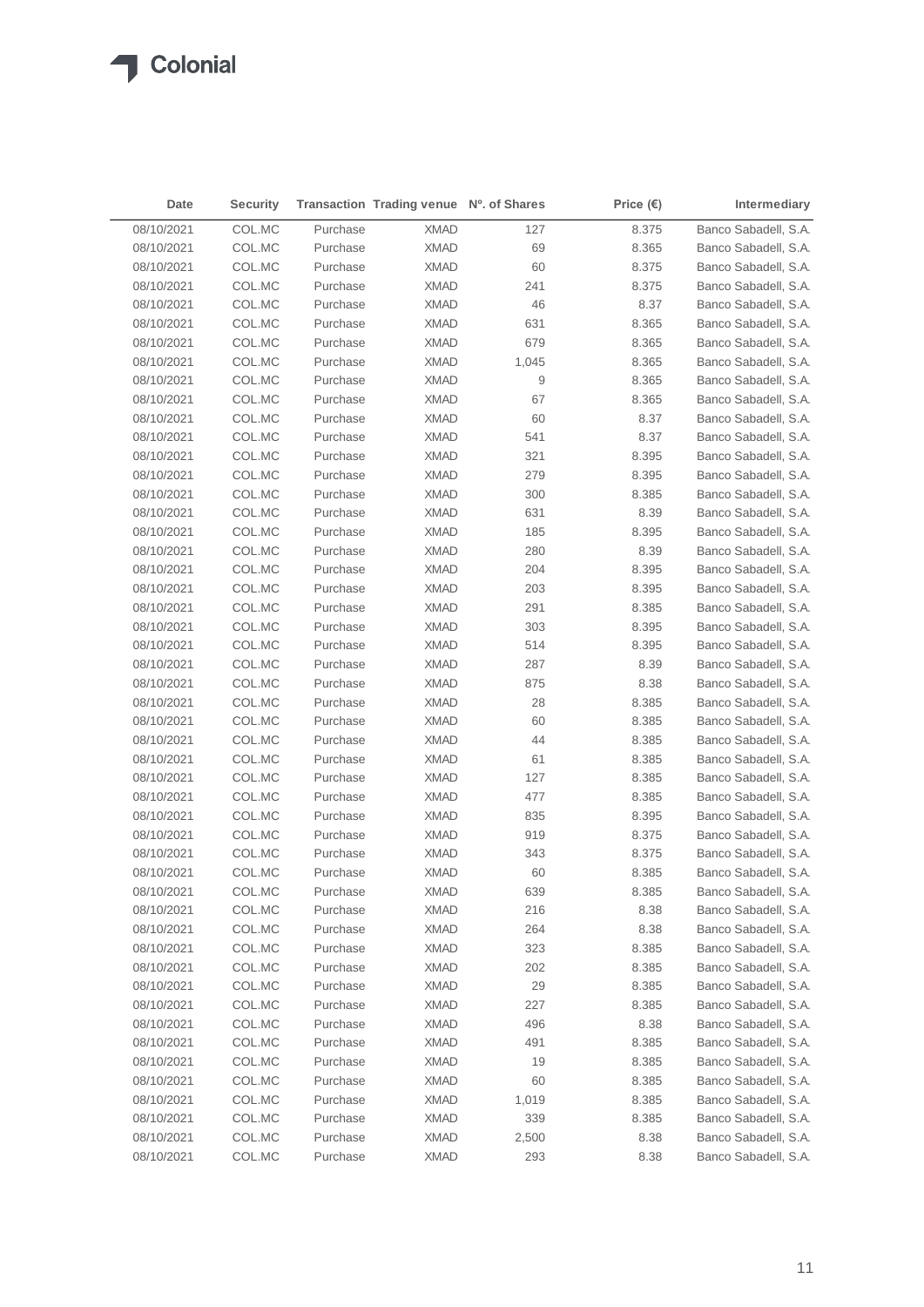| Date | Security | Transaction | Trading venue | Nº. of Shares | Price (€) | Intermediary |
|---|---|---|---|---|---|---|
| 08/10/2021 | COL.MC | Purchase | XMAD | 127 | 8.375 | Banco Sabadell, S.A. |
| 08/10/2021 | COL.MC | Purchase | XMAD | 69 | 8.365 | Banco Sabadell, S.A. |
| 08/10/2021 | COL.MC | Purchase | XMAD | 60 | 8.375 | Banco Sabadell, S.A. |
| 08/10/2021 | COL.MC | Purchase | XMAD | 241 | 8.375 | Banco Sabadell, S.A. |
| 08/10/2021 | COL.MC | Purchase | XMAD | 46 | 8.37 | Banco Sabadell, S.A. |
| 08/10/2021 | COL.MC | Purchase | XMAD | 631 | 8.365 | Banco Sabadell, S.A. |
| 08/10/2021 | COL.MC | Purchase | XMAD | 679 | 8.365 | Banco Sabadell, S.A. |
| 08/10/2021 | COL.MC | Purchase | XMAD | 1,045 | 8.365 | Banco Sabadell, S.A. |
| 08/10/2021 | COL.MC | Purchase | XMAD | 9 | 8.365 | Banco Sabadell, S.A. |
| 08/10/2021 | COL.MC | Purchase | XMAD | 67 | 8.365 | Banco Sabadell, S.A. |
| 08/10/2021 | COL.MC | Purchase | XMAD | 60 | 8.37 | Banco Sabadell, S.A. |
| 08/10/2021 | COL.MC | Purchase | XMAD | 541 | 8.37 | Banco Sabadell, S.A. |
| 08/10/2021 | COL.MC | Purchase | XMAD | 321 | 8.395 | Banco Sabadell, S.A. |
| 08/10/2021 | COL.MC | Purchase | XMAD | 279 | 8.395 | Banco Sabadell, S.A. |
| 08/10/2021 | COL.MC | Purchase | XMAD | 300 | 8.385 | Banco Sabadell, S.A. |
| 08/10/2021 | COL.MC | Purchase | XMAD | 631 | 8.39 | Banco Sabadell, S.A. |
| 08/10/2021 | COL.MC | Purchase | XMAD | 185 | 8.395 | Banco Sabadell, S.A. |
| 08/10/2021 | COL.MC | Purchase | XMAD | 280 | 8.39 | Banco Sabadell, S.A. |
| 08/10/2021 | COL.MC | Purchase | XMAD | 204 | 8.395 | Banco Sabadell, S.A. |
| 08/10/2021 | COL.MC | Purchase | XMAD | 203 | 8.395 | Banco Sabadell, S.A. |
| 08/10/2021 | COL.MC | Purchase | XMAD | 291 | 8.385 | Banco Sabadell, S.A. |
| 08/10/2021 | COL.MC | Purchase | XMAD | 303 | 8.395 | Banco Sabadell, S.A. |
| 08/10/2021 | COL.MC | Purchase | XMAD | 514 | 8.395 | Banco Sabadell, S.A. |
| 08/10/2021 | COL.MC | Purchase | XMAD | 287 | 8.39 | Banco Sabadell, S.A. |
| 08/10/2021 | COL.MC | Purchase | XMAD | 875 | 8.38 | Banco Sabadell, S.A. |
| 08/10/2021 | COL.MC | Purchase | XMAD | 28 | 8.385 | Banco Sabadell, S.A. |
| 08/10/2021 | COL.MC | Purchase | XMAD | 60 | 8.385 | Banco Sabadell, S.A. |
| 08/10/2021 | COL.MC | Purchase | XMAD | 44 | 8.385 | Banco Sabadell, S.A. |
| 08/10/2021 | COL.MC | Purchase | XMAD | 61 | 8.385 | Banco Sabadell, S.A. |
| 08/10/2021 | COL.MC | Purchase | XMAD | 127 | 8.385 | Banco Sabadell, S.A. |
| 08/10/2021 | COL.MC | Purchase | XMAD | 477 | 8.385 | Banco Sabadell, S.A. |
| 08/10/2021 | COL.MC | Purchase | XMAD | 835 | 8.395 | Banco Sabadell, S.A. |
| 08/10/2021 | COL.MC | Purchase | XMAD | 919 | 8.375 | Banco Sabadell, S.A. |
| 08/10/2021 | COL.MC | Purchase | XMAD | 343 | 8.375 | Banco Sabadell, S.A. |
| 08/10/2021 | COL.MC | Purchase | XMAD | 60 | 8.385 | Banco Sabadell, S.A. |
| 08/10/2021 | COL.MC | Purchase | XMAD | 639 | 8.385 | Banco Sabadell, S.A. |
| 08/10/2021 | COL.MC | Purchase | XMAD | 216 | 8.38 | Banco Sabadell, S.A. |
| 08/10/2021 | COL.MC | Purchase | XMAD | 264 | 8.38 | Banco Sabadell, S.A. |
| 08/10/2021 | COL.MC | Purchase | XMAD | 323 | 8.385 | Banco Sabadell, S.A. |
| 08/10/2021 | COL.MC | Purchase | XMAD | 202 | 8.385 | Banco Sabadell, S.A. |
| 08/10/2021 | COL.MC | Purchase | XMAD | 29 | 8.385 | Banco Sabadell, S.A. |
| 08/10/2021 | COL.MC | Purchase | XMAD | 227 | 8.385 | Banco Sabadell, S.A. |
| 08/10/2021 | COL.MC | Purchase | XMAD | 496 | 8.38 | Banco Sabadell, S.A. |
| 08/10/2021 | COL.MC | Purchase | XMAD | 491 | 8.385 | Banco Sabadell, S.A. |
| 08/10/2021 | COL.MC | Purchase | XMAD | 19 | 8.385 | Banco Sabadell, S.A. |
| 08/10/2021 | COL.MC | Purchase | XMAD | 60 | 8.385 | Banco Sabadell, S.A. |
| 08/10/2021 | COL.MC | Purchase | XMAD | 1,019 | 8.385 | Banco Sabadell, S.A. |
| 08/10/2021 | COL.MC | Purchase | XMAD | 339 | 8.385 | Banco Sabadell, S.A. |
| 08/10/2021 | COL.MC | Purchase | XMAD | 2,500 | 8.38 | Banco Sabadell, S.A. |
| 08/10/2021 | COL.MC | Purchase | XMAD | 293 | 8.38 | Banco Sabadell, S.A. |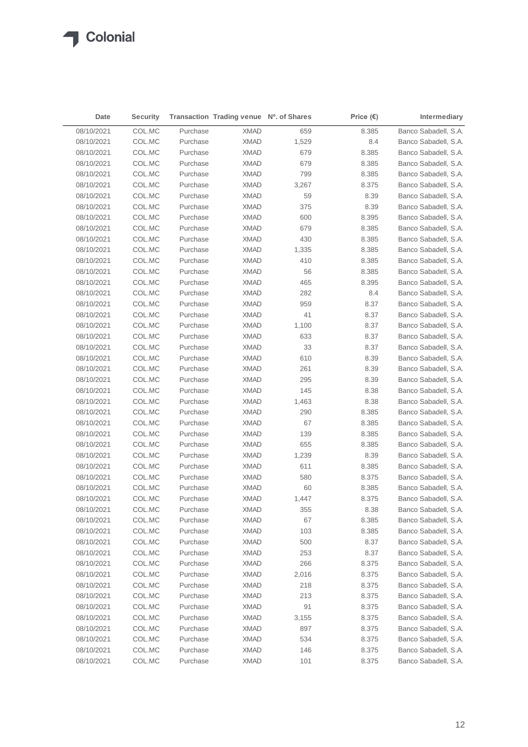| Date | Security | Transaction | Trading venue | Nº. of Shares | Price (€) | Intermediary |
|---|---|---|---|---|---|---|
| 08/10/2021 | COL.MC | Purchase | XMAD | 659 | 8.385 | Banco Sabadell, S.A. |
| 08/10/2021 | COL.MC | Purchase | XMAD | 1,529 | 8.4 | Banco Sabadell, S.A. |
| 08/10/2021 | COL.MC | Purchase | XMAD | 679 | 8.385 | Banco Sabadell, S.A. |
| 08/10/2021 | COL.MC | Purchase | XMAD | 679 | 8.385 | Banco Sabadell, S.A. |
| 08/10/2021 | COL.MC | Purchase | XMAD | 799 | 8.385 | Banco Sabadell, S.A. |
| 08/10/2021 | COL.MC | Purchase | XMAD | 3,267 | 8.375 | Banco Sabadell, S.A. |
| 08/10/2021 | COL.MC | Purchase | XMAD | 59 | 8.39 | Banco Sabadell, S.A. |
| 08/10/2021 | COL.MC | Purchase | XMAD | 375 | 8.39 | Banco Sabadell, S.A. |
| 08/10/2021 | COL.MC | Purchase | XMAD | 600 | 8.395 | Banco Sabadell, S.A. |
| 08/10/2021 | COL.MC | Purchase | XMAD | 679 | 8.385 | Banco Sabadell, S.A. |
| 08/10/2021 | COL.MC | Purchase | XMAD | 430 | 8.385 | Banco Sabadell, S.A. |
| 08/10/2021 | COL.MC | Purchase | XMAD | 1,335 | 8.385 | Banco Sabadell, S.A. |
| 08/10/2021 | COL.MC | Purchase | XMAD | 410 | 8.385 | Banco Sabadell, S.A. |
| 08/10/2021 | COL.MC | Purchase | XMAD | 56 | 8.385 | Banco Sabadell, S.A. |
| 08/10/2021 | COL.MC | Purchase | XMAD | 465 | 8.395 | Banco Sabadell, S.A. |
| 08/10/2021 | COL.MC | Purchase | XMAD | 282 | 8.4 | Banco Sabadell, S.A. |
| 08/10/2021 | COL.MC | Purchase | XMAD | 959 | 8.37 | Banco Sabadell, S.A. |
| 08/10/2021 | COL.MC | Purchase | XMAD | 41 | 8.37 | Banco Sabadell, S.A. |
| 08/10/2021 | COL.MC | Purchase | XMAD | 1,100 | 8.37 | Banco Sabadell, S.A. |
| 08/10/2021 | COL.MC | Purchase | XMAD | 633 | 8.37 | Banco Sabadell, S.A. |
| 08/10/2021 | COL.MC | Purchase | XMAD | 33 | 8.37 | Banco Sabadell, S.A. |
| 08/10/2021 | COL.MC | Purchase | XMAD | 610 | 8.39 | Banco Sabadell, S.A. |
| 08/10/2021 | COL.MC | Purchase | XMAD | 261 | 8.39 | Banco Sabadell, S.A. |
| 08/10/2021 | COL.MC | Purchase | XMAD | 295 | 8.39 | Banco Sabadell, S.A. |
| 08/10/2021 | COL.MC | Purchase | XMAD | 145 | 8.38 | Banco Sabadell, S.A. |
| 08/10/2021 | COL.MC | Purchase | XMAD | 1,463 | 8.38 | Banco Sabadell, S.A. |
| 08/10/2021 | COL.MC | Purchase | XMAD | 290 | 8.385 | Banco Sabadell, S.A. |
| 08/10/2021 | COL.MC | Purchase | XMAD | 67 | 8.385 | Banco Sabadell, S.A. |
| 08/10/2021 | COL.MC | Purchase | XMAD | 139 | 8.385 | Banco Sabadell, S.A. |
| 08/10/2021 | COL.MC | Purchase | XMAD | 655 | 8.385 | Banco Sabadell, S.A. |
| 08/10/2021 | COL.MC | Purchase | XMAD | 1,239 | 8.39 | Banco Sabadell, S.A. |
| 08/10/2021 | COL.MC | Purchase | XMAD | 611 | 8.385 | Banco Sabadell, S.A. |
| 08/10/2021 | COL.MC | Purchase | XMAD | 580 | 8.375 | Banco Sabadell, S.A. |
| 08/10/2021 | COL.MC | Purchase | XMAD | 60 | 8.385 | Banco Sabadell, S.A. |
| 08/10/2021 | COL.MC | Purchase | XMAD | 1,447 | 8.375 | Banco Sabadell, S.A. |
| 08/10/2021 | COL.MC | Purchase | XMAD | 355 | 8.38 | Banco Sabadell, S.A. |
| 08/10/2021 | COL.MC | Purchase | XMAD | 67 | 8.385 | Banco Sabadell, S.A. |
| 08/10/2021 | COL.MC | Purchase | XMAD | 103 | 8.385 | Banco Sabadell, S.A. |
| 08/10/2021 | COL.MC | Purchase | XMAD | 500 | 8.37 | Banco Sabadell, S.A. |
| 08/10/2021 | COL.MC | Purchase | XMAD | 253 | 8.37 | Banco Sabadell, S.A. |
| 08/10/2021 | COL.MC | Purchase | XMAD | 266 | 8.375 | Banco Sabadell, S.A. |
| 08/10/2021 | COL.MC | Purchase | XMAD | 2,016 | 8.375 | Banco Sabadell, S.A. |
| 08/10/2021 | COL.MC | Purchase | XMAD | 218 | 8.375 | Banco Sabadell, S.A. |
| 08/10/2021 | COL.MC | Purchase | XMAD | 213 | 8.375 | Banco Sabadell, S.A. |
| 08/10/2021 | COL.MC | Purchase | XMAD | 91 | 8.375 | Banco Sabadell, S.A. |
| 08/10/2021 | COL.MC | Purchase | XMAD | 3,155 | 8.375 | Banco Sabadell, S.A. |
| 08/10/2021 | COL.MC | Purchase | XMAD | 897 | 8.375 | Banco Sabadell, S.A. |
| 08/10/2021 | COL.MC | Purchase | XMAD | 534 | 8.375 | Banco Sabadell, S.A. |
| 08/10/2021 | COL.MC | Purchase | XMAD | 146 | 8.375 | Banco Sabadell, S.A. |
| 08/10/2021 | COL.MC | Purchase | XMAD | 101 | 8.375 | Banco Sabadell, S.A. |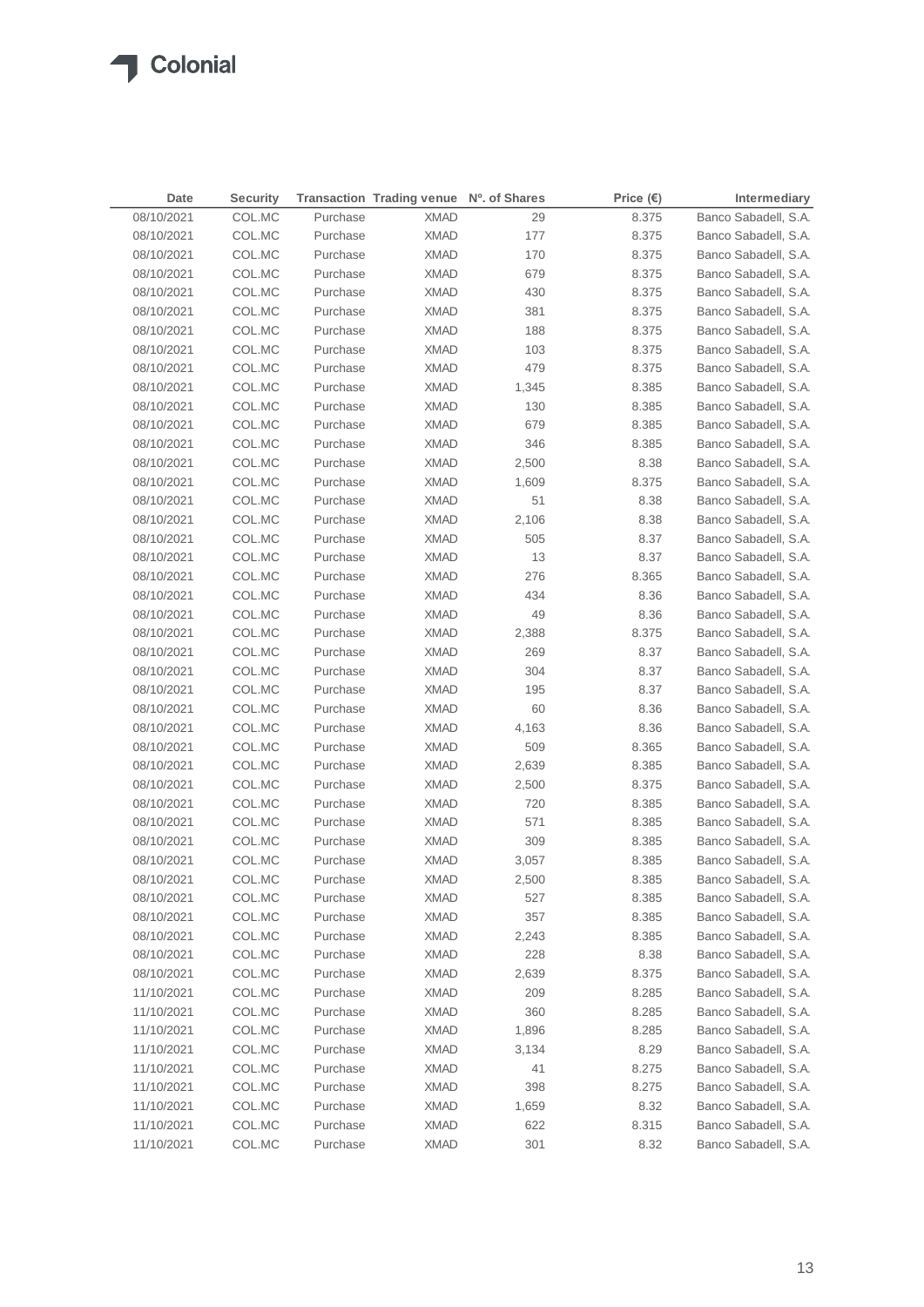| Date | Security | Transaction | Trading venue | Nº. of Shares | Price (€) | Intermediary |
|---|---|---|---|---|---|---|
| 08/10/2021 | COL.MC | Purchase | XMAD | 29 | 8.375 | Banco Sabadell, S.A. |
| 08/10/2021 | COL.MC | Purchase | XMAD | 177 | 8.375 | Banco Sabadell, S.A. |
| 08/10/2021 | COL.MC | Purchase | XMAD | 170 | 8.375 | Banco Sabadell, S.A. |
| 08/10/2021 | COL.MC | Purchase | XMAD | 679 | 8.375 | Banco Sabadell, S.A. |
| 08/10/2021 | COL.MC | Purchase | XMAD | 430 | 8.375 | Banco Sabadell, S.A. |
| 08/10/2021 | COL.MC | Purchase | XMAD | 381 | 8.375 | Banco Sabadell, S.A. |
| 08/10/2021 | COL.MC | Purchase | XMAD | 188 | 8.375 | Banco Sabadell, S.A. |
| 08/10/2021 | COL.MC | Purchase | XMAD | 103 | 8.375 | Banco Sabadell, S.A. |
| 08/10/2021 | COL.MC | Purchase | XMAD | 479 | 8.375 | Banco Sabadell, S.A. |
| 08/10/2021 | COL.MC | Purchase | XMAD | 1,345 | 8.385 | Banco Sabadell, S.A. |
| 08/10/2021 | COL.MC | Purchase | XMAD | 130 | 8.385 | Banco Sabadell, S.A. |
| 08/10/2021 | COL.MC | Purchase | XMAD | 679 | 8.385 | Banco Sabadell, S.A. |
| 08/10/2021 | COL.MC | Purchase | XMAD | 346 | 8.385 | Banco Sabadell, S.A. |
| 08/10/2021 | COL.MC | Purchase | XMAD | 2,500 | 8.38 | Banco Sabadell, S.A. |
| 08/10/2021 | COL.MC | Purchase | XMAD | 1,609 | 8.375 | Banco Sabadell, S.A. |
| 08/10/2021 | COL.MC | Purchase | XMAD | 51 | 8.38 | Banco Sabadell, S.A. |
| 08/10/2021 | COL.MC | Purchase | XMAD | 2,106 | 8.38 | Banco Sabadell, S.A. |
| 08/10/2021 | COL.MC | Purchase | XMAD | 505 | 8.37 | Banco Sabadell, S.A. |
| 08/10/2021 | COL.MC | Purchase | XMAD | 13 | 8.37 | Banco Sabadell, S.A. |
| 08/10/2021 | COL.MC | Purchase | XMAD | 276 | 8.365 | Banco Sabadell, S.A. |
| 08/10/2021 | COL.MC | Purchase | XMAD | 434 | 8.36 | Banco Sabadell, S.A. |
| 08/10/2021 | COL.MC | Purchase | XMAD | 49 | 8.36 | Banco Sabadell, S.A. |
| 08/10/2021 | COL.MC | Purchase | XMAD | 2,388 | 8.375 | Banco Sabadell, S.A. |
| 08/10/2021 | COL.MC | Purchase | XMAD | 269 | 8.37 | Banco Sabadell, S.A. |
| 08/10/2021 | COL.MC | Purchase | XMAD | 304 | 8.37 | Banco Sabadell, S.A. |
| 08/10/2021 | COL.MC | Purchase | XMAD | 195 | 8.37 | Banco Sabadell, S.A. |
| 08/10/2021 | COL.MC | Purchase | XMAD | 60 | 8.36 | Banco Sabadell, S.A. |
| 08/10/2021 | COL.MC | Purchase | XMAD | 4,163 | 8.36 | Banco Sabadell, S.A. |
| 08/10/2021 | COL.MC | Purchase | XMAD | 509 | 8.365 | Banco Sabadell, S.A. |
| 08/10/2021 | COL.MC | Purchase | XMAD | 2,639 | 8.385 | Banco Sabadell, S.A. |
| 08/10/2021 | COL.MC | Purchase | XMAD | 2,500 | 8.375 | Banco Sabadell, S.A. |
| 08/10/2021 | COL.MC | Purchase | XMAD | 720 | 8.385 | Banco Sabadell, S.A. |
| 08/10/2021 | COL.MC | Purchase | XMAD | 571 | 8.385 | Banco Sabadell, S.A. |
| 08/10/2021 | COL.MC | Purchase | XMAD | 309 | 8.385 | Banco Sabadell, S.A. |
| 08/10/2021 | COL.MC | Purchase | XMAD | 3,057 | 8.385 | Banco Sabadell, S.A. |
| 08/10/2021 | COL.MC | Purchase | XMAD | 2,500 | 8.385 | Banco Sabadell, S.A. |
| 08/10/2021 | COL.MC | Purchase | XMAD | 527 | 8.385 | Banco Sabadell, S.A. |
| 08/10/2021 | COL.MC | Purchase | XMAD | 357 | 8.385 | Banco Sabadell, S.A. |
| 08/10/2021 | COL.MC | Purchase | XMAD | 2,243 | 8.385 | Banco Sabadell, S.A. |
| 08/10/2021 | COL.MC | Purchase | XMAD | 228 | 8.38 | Banco Sabadell, S.A. |
| 08/10/2021 | COL.MC | Purchase | XMAD | 2,639 | 8.375 | Banco Sabadell, S.A. |
| 11/10/2021 | COL.MC | Purchase | XMAD | 209 | 8.285 | Banco Sabadell, S.A. |
| 11/10/2021 | COL.MC | Purchase | XMAD | 360 | 8.285 | Banco Sabadell, S.A. |
| 11/10/2021 | COL.MC | Purchase | XMAD | 1,896 | 8.285 | Banco Sabadell, S.A. |
| 11/10/2021 | COL.MC | Purchase | XMAD | 3,134 | 8.29 | Banco Sabadell, S.A. |
| 11/10/2021 | COL.MC | Purchase | XMAD | 41 | 8.275 | Banco Sabadell, S.A. |
| 11/10/2021 | COL.MC | Purchase | XMAD | 398 | 8.275 | Banco Sabadell, S.A. |
| 11/10/2021 | COL.MC | Purchase | XMAD | 1,659 | 8.32 | Banco Sabadell, S.A. |
| 11/10/2021 | COL.MC | Purchase | XMAD | 622 | 8.315 | Banco Sabadell, S.A. |
| 11/10/2021 | COL.MC | Purchase | XMAD | 301 | 8.32 | Banco Sabadell, S.A. |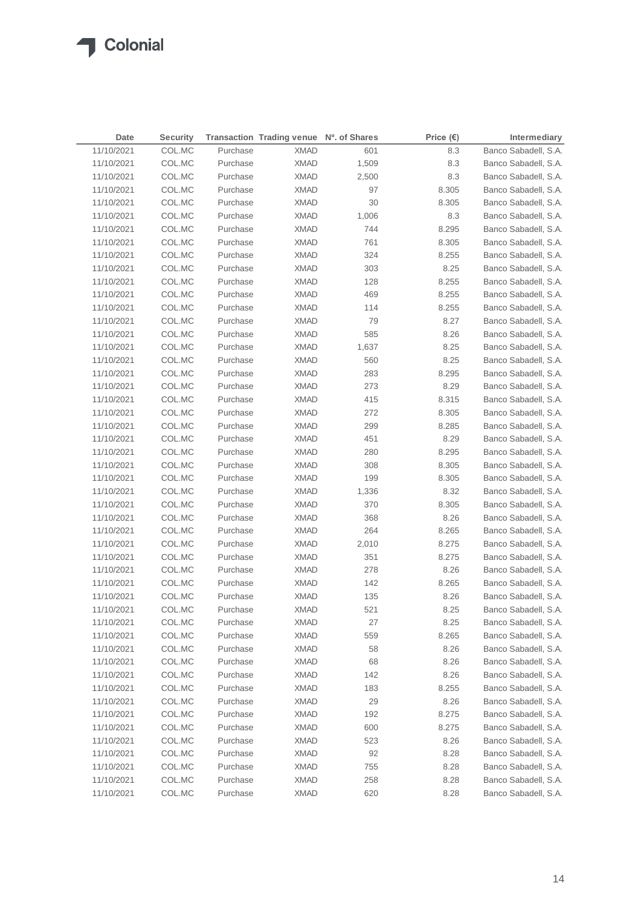| Date | Security | Transaction | Trading venue | Nº. of Shares | Price (€) | Intermediary |
|---|---|---|---|---|---|---|
| 11/10/2021 | COL.MC | Purchase | XMAD | 601 | 8.3 | Banco Sabadell, S.A. |
| 11/10/2021 | COL.MC | Purchase | XMAD | 1,509 | 8.3 | Banco Sabadell, S.A. |
| 11/10/2021 | COL.MC | Purchase | XMAD | 2,500 | 8.3 | Banco Sabadell, S.A. |
| 11/10/2021 | COL.MC | Purchase | XMAD | 97 | 8.305 | Banco Sabadell, S.A. |
| 11/10/2021 | COL.MC | Purchase | XMAD | 30 | 8.305 | Banco Sabadell, S.A. |
| 11/10/2021 | COL.MC | Purchase | XMAD | 1,006 | 8.3 | Banco Sabadell, S.A. |
| 11/10/2021 | COL.MC | Purchase | XMAD | 744 | 8.295 | Banco Sabadell, S.A. |
| 11/10/2021 | COL.MC | Purchase | XMAD | 761 | 8.305 | Banco Sabadell, S.A. |
| 11/10/2021 | COL.MC | Purchase | XMAD | 324 | 8.255 | Banco Sabadell, S.A. |
| 11/10/2021 | COL.MC | Purchase | XMAD | 303 | 8.25 | Banco Sabadell, S.A. |
| 11/10/2021 | COL.MC | Purchase | XMAD | 128 | 8.255 | Banco Sabadell, S.A. |
| 11/10/2021 | COL.MC | Purchase | XMAD | 469 | 8.255 | Banco Sabadell, S.A. |
| 11/10/2021 | COL.MC | Purchase | XMAD | 114 | 8.255 | Banco Sabadell, S.A. |
| 11/10/2021 | COL.MC | Purchase | XMAD | 79 | 8.27 | Banco Sabadell, S.A. |
| 11/10/2021 | COL.MC | Purchase | XMAD | 585 | 8.26 | Banco Sabadell, S.A. |
| 11/10/2021 | COL.MC | Purchase | XMAD | 1,637 | 8.25 | Banco Sabadell, S.A. |
| 11/10/2021 | COL.MC | Purchase | XMAD | 560 | 8.25 | Banco Sabadell, S.A. |
| 11/10/2021 | COL.MC | Purchase | XMAD | 283 | 8.295 | Banco Sabadell, S.A. |
| 11/10/2021 | COL.MC | Purchase | XMAD | 273 | 8.29 | Banco Sabadell, S.A. |
| 11/10/2021 | COL.MC | Purchase | XMAD | 415 | 8.315 | Banco Sabadell, S.A. |
| 11/10/2021 | COL.MC | Purchase | XMAD | 272 | 8.305 | Banco Sabadell, S.A. |
| 11/10/2021 | COL.MC | Purchase | XMAD | 299 | 8.285 | Banco Sabadell, S.A. |
| 11/10/2021 | COL.MC | Purchase | XMAD | 451 | 8.29 | Banco Sabadell, S.A. |
| 11/10/2021 | COL.MC | Purchase | XMAD | 280 | 8.295 | Banco Sabadell, S.A. |
| 11/10/2021 | COL.MC | Purchase | XMAD | 308 | 8.305 | Banco Sabadell, S.A. |
| 11/10/2021 | COL.MC | Purchase | XMAD | 199 | 8.305 | Banco Sabadell, S.A. |
| 11/10/2021 | COL.MC | Purchase | XMAD | 1,336 | 8.32 | Banco Sabadell, S.A. |
| 11/10/2021 | COL.MC | Purchase | XMAD | 370 | 8.305 | Banco Sabadell, S.A. |
| 11/10/2021 | COL.MC | Purchase | XMAD | 368 | 8.26 | Banco Sabadell, S.A. |
| 11/10/2021 | COL.MC | Purchase | XMAD | 264 | 8.265 | Banco Sabadell, S.A. |
| 11/10/2021 | COL.MC | Purchase | XMAD | 2,010 | 8.275 | Banco Sabadell, S.A. |
| 11/10/2021 | COL.MC | Purchase | XMAD | 351 | 8.275 | Banco Sabadell, S.A. |
| 11/10/2021 | COL.MC | Purchase | XMAD | 278 | 8.26 | Banco Sabadell, S.A. |
| 11/10/2021 | COL.MC | Purchase | XMAD | 142 | 8.265 | Banco Sabadell, S.A. |
| 11/10/2021 | COL.MC | Purchase | XMAD | 135 | 8.26 | Banco Sabadell, S.A. |
| 11/10/2021 | COL.MC | Purchase | XMAD | 521 | 8.25 | Banco Sabadell, S.A. |
| 11/10/2021 | COL.MC | Purchase | XMAD | 27 | 8.25 | Banco Sabadell, S.A. |
| 11/10/2021 | COL.MC | Purchase | XMAD | 559 | 8.265 | Banco Sabadell, S.A. |
| 11/10/2021 | COL.MC | Purchase | XMAD | 58 | 8.26 | Banco Sabadell, S.A. |
| 11/10/2021 | COL.MC | Purchase | XMAD | 68 | 8.26 | Banco Sabadell, S.A. |
| 11/10/2021 | COL.MC | Purchase | XMAD | 142 | 8.26 | Banco Sabadell, S.A. |
| 11/10/2021 | COL.MC | Purchase | XMAD | 183 | 8.255 | Banco Sabadell, S.A. |
| 11/10/2021 | COL.MC | Purchase | XMAD | 29 | 8.26 | Banco Sabadell, S.A. |
| 11/10/2021 | COL.MC | Purchase | XMAD | 192 | 8.275 | Banco Sabadell, S.A. |
| 11/10/2021 | COL.MC | Purchase | XMAD | 600 | 8.275 | Banco Sabadell, S.A. |
| 11/10/2021 | COL.MC | Purchase | XMAD | 523 | 8.26 | Banco Sabadell, S.A. |
| 11/10/2021 | COL.MC | Purchase | XMAD | 92 | 8.28 | Banco Sabadell, S.A. |
| 11/10/2021 | COL.MC | Purchase | XMAD | 755 | 8.28 | Banco Sabadell, S.A. |
| 11/10/2021 | COL.MC | Purchase | XMAD | 258 | 8.28 | Banco Sabadell, S.A. |
| 11/10/2021 | COL.MC | Purchase | XMAD | 620 | 8.28 | Banco Sabadell, S.A. |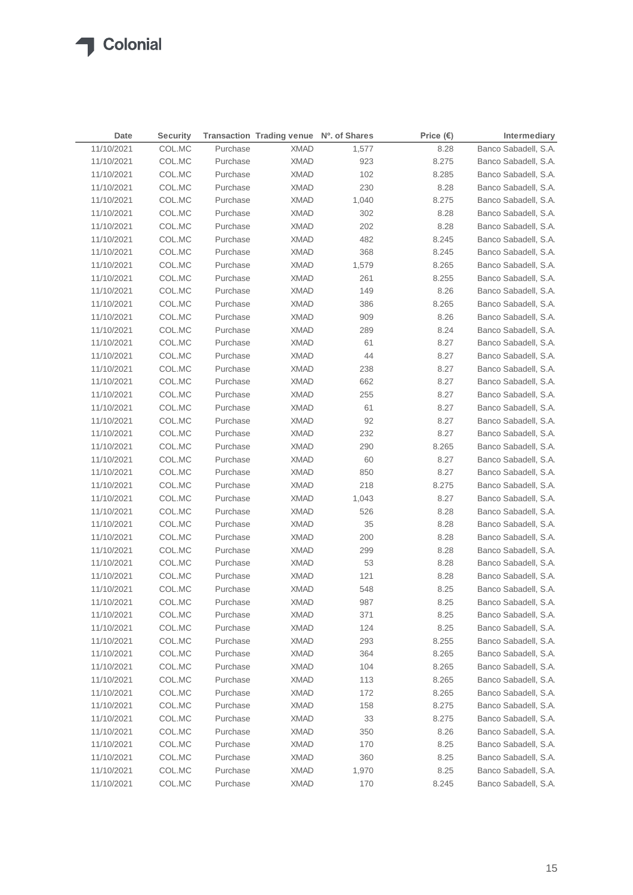Colonial

| Date | Security | Transaction | Trading venue | Nº. of Shares | Price (€) | Intermediary |
|---|---|---|---|---|---|---|
| 11/10/2021 | COL.MC | Purchase | XMAD | 1,577 | 8.28 | Banco Sabadell, S.A. |
| 11/10/2021 | COL.MC | Purchase | XMAD | 923 | 8.275 | Banco Sabadell, S.A. |
| 11/10/2021 | COL.MC | Purchase | XMAD | 102 | 8.285 | Banco Sabadell, S.A. |
| 11/10/2021 | COL.MC | Purchase | XMAD | 230 | 8.28 | Banco Sabadell, S.A. |
| 11/10/2021 | COL.MC | Purchase | XMAD | 1,040 | 8.275 | Banco Sabadell, S.A. |
| 11/10/2021 | COL.MC | Purchase | XMAD | 302 | 8.28 | Banco Sabadell, S.A. |
| 11/10/2021 | COL.MC | Purchase | XMAD | 202 | 8.28 | Banco Sabadell, S.A. |
| 11/10/2021 | COL.MC | Purchase | XMAD | 482 | 8.245 | Banco Sabadell, S.A. |
| 11/10/2021 | COL.MC | Purchase | XMAD | 368 | 8.245 | Banco Sabadell, S.A. |
| 11/10/2021 | COL.MC | Purchase | XMAD | 1,579 | 8.265 | Banco Sabadell, S.A. |
| 11/10/2021 | COL.MC | Purchase | XMAD | 261 | 8.255 | Banco Sabadell, S.A. |
| 11/10/2021 | COL.MC | Purchase | XMAD | 149 | 8.26 | Banco Sabadell, S.A. |
| 11/10/2021 | COL.MC | Purchase | XMAD | 386 | 8.265 | Banco Sabadell, S.A. |
| 11/10/2021 | COL.MC | Purchase | XMAD | 909 | 8.26 | Banco Sabadell, S.A. |
| 11/10/2021 | COL.MC | Purchase | XMAD | 289 | 8.24 | Banco Sabadell, S.A. |
| 11/10/2021 | COL.MC | Purchase | XMAD | 61 | 8.27 | Banco Sabadell, S.A. |
| 11/10/2021 | COL.MC | Purchase | XMAD | 44 | 8.27 | Banco Sabadell, S.A. |
| 11/10/2021 | COL.MC | Purchase | XMAD | 238 | 8.27 | Banco Sabadell, S.A. |
| 11/10/2021 | COL.MC | Purchase | XMAD | 662 | 8.27 | Banco Sabadell, S.A. |
| 11/10/2021 | COL.MC | Purchase | XMAD | 255 | 8.27 | Banco Sabadell, S.A. |
| 11/10/2021 | COL.MC | Purchase | XMAD | 61 | 8.27 | Banco Sabadell, S.A. |
| 11/10/2021 | COL.MC | Purchase | XMAD | 92 | 8.27 | Banco Sabadell, S.A. |
| 11/10/2021 | COL.MC | Purchase | XMAD | 232 | 8.27 | Banco Sabadell, S.A. |
| 11/10/2021 | COL.MC | Purchase | XMAD | 290 | 8.265 | Banco Sabadell, S.A. |
| 11/10/2021 | COL.MC | Purchase | XMAD | 60 | 8.27 | Banco Sabadell, S.A. |
| 11/10/2021 | COL.MC | Purchase | XMAD | 850 | 8.27 | Banco Sabadell, S.A. |
| 11/10/2021 | COL.MC | Purchase | XMAD | 218 | 8.275 | Banco Sabadell, S.A. |
| 11/10/2021 | COL.MC | Purchase | XMAD | 1,043 | 8.27 | Banco Sabadell, S.A. |
| 11/10/2021 | COL.MC | Purchase | XMAD | 526 | 8.28 | Banco Sabadell, S.A. |
| 11/10/2021 | COL.MC | Purchase | XMAD | 35 | 8.28 | Banco Sabadell, S.A. |
| 11/10/2021 | COL.MC | Purchase | XMAD | 200 | 8.28 | Banco Sabadell, S.A. |
| 11/10/2021 | COL.MC | Purchase | XMAD | 299 | 8.28 | Banco Sabadell, S.A. |
| 11/10/2021 | COL.MC | Purchase | XMAD | 53 | 8.28 | Banco Sabadell, S.A. |
| 11/10/2021 | COL.MC | Purchase | XMAD | 121 | 8.28 | Banco Sabadell, S.A. |
| 11/10/2021 | COL.MC | Purchase | XMAD | 548 | 8.25 | Banco Sabadell, S.A. |
| 11/10/2021 | COL.MC | Purchase | XMAD | 987 | 8.25 | Banco Sabadell, S.A. |
| 11/10/2021 | COL.MC | Purchase | XMAD | 371 | 8.25 | Banco Sabadell, S.A. |
| 11/10/2021 | COL.MC | Purchase | XMAD | 124 | 8.25 | Banco Sabadell, S.A. |
| 11/10/2021 | COL.MC | Purchase | XMAD | 293 | 8.255 | Banco Sabadell, S.A. |
| 11/10/2021 | COL.MC | Purchase | XMAD | 364 | 8.265 | Banco Sabadell, S.A. |
| 11/10/2021 | COL.MC | Purchase | XMAD | 104 | 8.265 | Banco Sabadell, S.A. |
| 11/10/2021 | COL.MC | Purchase | XMAD | 113 | 8.265 | Banco Sabadell, S.A. |
| 11/10/2021 | COL.MC | Purchase | XMAD | 172 | 8.265 | Banco Sabadell, S.A. |
| 11/10/2021 | COL.MC | Purchase | XMAD | 158 | 8.275 | Banco Sabadell, S.A. |
| 11/10/2021 | COL.MC | Purchase | XMAD | 33 | 8.275 | Banco Sabadell, S.A. |
| 11/10/2021 | COL.MC | Purchase | XMAD | 350 | 8.26 | Banco Sabadell, S.A. |
| 11/10/2021 | COL.MC | Purchase | XMAD | 170 | 8.25 | Banco Sabadell, S.A. |
| 11/10/2021 | COL.MC | Purchase | XMAD | 360 | 8.25 | Banco Sabadell, S.A. |
| 11/10/2021 | COL.MC | Purchase | XMAD | 1,970 | 8.25 | Banco Sabadell, S.A. |
| 11/10/2021 | COL.MC | Purchase | XMAD | 170 | 8.245 | Banco Sabadell, S.A. |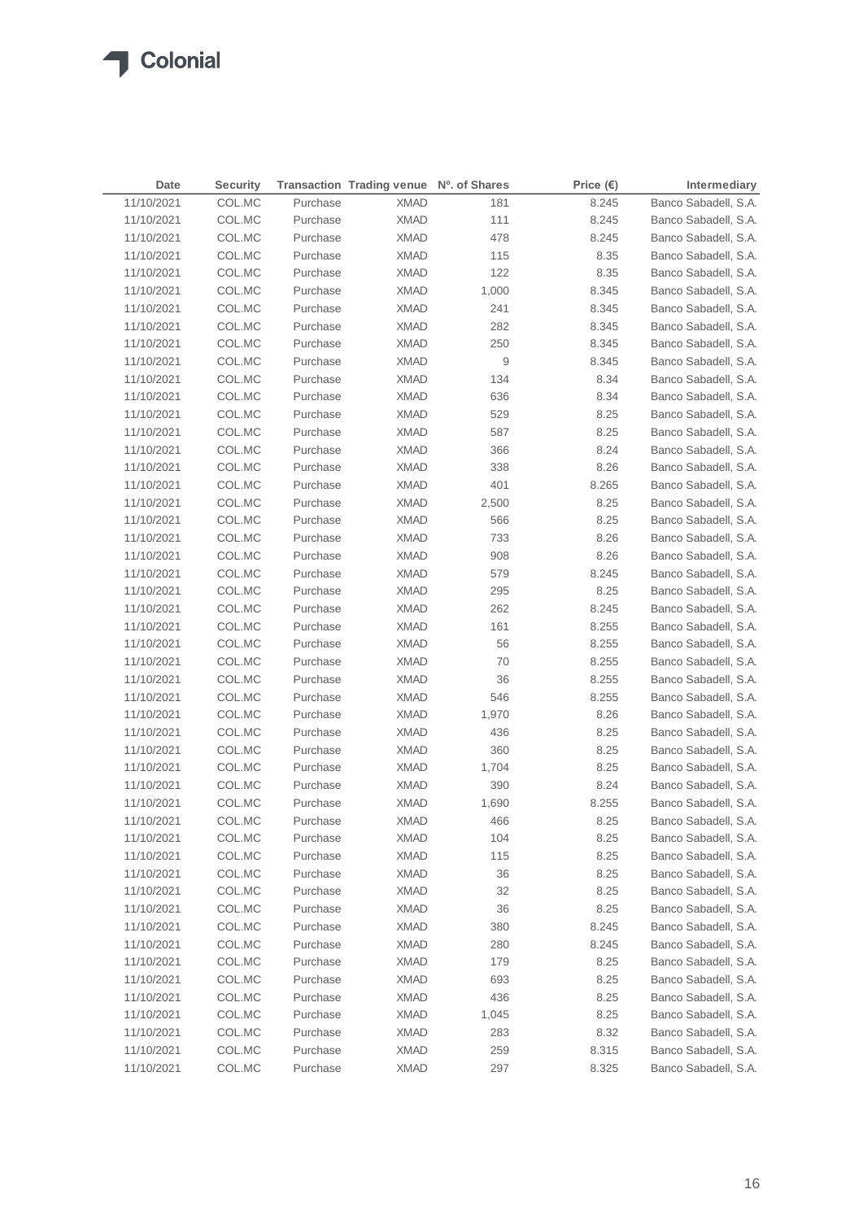Colonial

| Date | Security | Transaction | Trading venue | Nº. of Shares | Price (€) | Intermediary |
|---|---|---|---|---|---|---|
| 11/10/2021 | COL.MC | Purchase | XMAD | 181 | 8.245 | Banco Sabadell, S.A. |
| 11/10/2021 | COL.MC | Purchase | XMAD | 111 | 8.245 | Banco Sabadell, S.A. |
| 11/10/2021 | COL.MC | Purchase | XMAD | 478 | 8.245 | Banco Sabadell, S.A. |
| 11/10/2021 | COL.MC | Purchase | XMAD | 115 | 8.35 | Banco Sabadell, S.A. |
| 11/10/2021 | COL.MC | Purchase | XMAD | 122 | 8.35 | Banco Sabadell, S.A. |
| 11/10/2021 | COL.MC | Purchase | XMAD | 1,000 | 8.345 | Banco Sabadell, S.A. |
| 11/10/2021 | COL.MC | Purchase | XMAD | 241 | 8.345 | Banco Sabadell, S.A. |
| 11/10/2021 | COL.MC | Purchase | XMAD | 282 | 8.345 | Banco Sabadell, S.A. |
| 11/10/2021 | COL.MC | Purchase | XMAD | 250 | 8.345 | Banco Sabadell, S.A. |
| 11/10/2021 | COL.MC | Purchase | XMAD | 9 | 8.345 | Banco Sabadell, S.A. |
| 11/10/2021 | COL.MC | Purchase | XMAD | 134 | 8.34 | Banco Sabadell, S.A. |
| 11/10/2021 | COL.MC | Purchase | XMAD | 636 | 8.34 | Banco Sabadell, S.A. |
| 11/10/2021 | COL.MC | Purchase | XMAD | 529 | 8.25 | Banco Sabadell, S.A. |
| 11/10/2021 | COL.MC | Purchase | XMAD | 587 | 8.25 | Banco Sabadell, S.A. |
| 11/10/2021 | COL.MC | Purchase | XMAD | 366 | 8.24 | Banco Sabadell, S.A. |
| 11/10/2021 | COL.MC | Purchase | XMAD | 338 | 8.26 | Banco Sabadell, S.A. |
| 11/10/2021 | COL.MC | Purchase | XMAD | 401 | 8.265 | Banco Sabadell, S.A. |
| 11/10/2021 | COL.MC | Purchase | XMAD | 2,500 | 8.25 | Banco Sabadell, S.A. |
| 11/10/2021 | COL.MC | Purchase | XMAD | 566 | 8.25 | Banco Sabadell, S.A. |
| 11/10/2021 | COL.MC | Purchase | XMAD | 733 | 8.26 | Banco Sabadell, S.A. |
| 11/10/2021 | COL.MC | Purchase | XMAD | 908 | 8.26 | Banco Sabadell, S.A. |
| 11/10/2021 | COL.MC | Purchase | XMAD | 579 | 8.245 | Banco Sabadell, S.A. |
| 11/10/2021 | COL.MC | Purchase | XMAD | 295 | 8.25 | Banco Sabadell, S.A. |
| 11/10/2021 | COL.MC | Purchase | XMAD | 262 | 8.245 | Banco Sabadell, S.A. |
| 11/10/2021 | COL.MC | Purchase | XMAD | 161 | 8.255 | Banco Sabadell, S.A. |
| 11/10/2021 | COL.MC | Purchase | XMAD | 56 | 8.255 | Banco Sabadell, S.A. |
| 11/10/2021 | COL.MC | Purchase | XMAD | 70 | 8.255 | Banco Sabadell, S.A. |
| 11/10/2021 | COL.MC | Purchase | XMAD | 36 | 8.255 | Banco Sabadell, S.A. |
| 11/10/2021 | COL.MC | Purchase | XMAD | 546 | 8.255 | Banco Sabadell, S.A. |
| 11/10/2021 | COL.MC | Purchase | XMAD | 1,970 | 8.26 | Banco Sabadell, S.A. |
| 11/10/2021 | COL.MC | Purchase | XMAD | 436 | 8.25 | Banco Sabadell, S.A. |
| 11/10/2021 | COL.MC | Purchase | XMAD | 360 | 8.25 | Banco Sabadell, S.A. |
| 11/10/2021 | COL.MC | Purchase | XMAD | 1,704 | 8.25 | Banco Sabadell, S.A. |
| 11/10/2021 | COL.MC | Purchase | XMAD | 390 | 8.24 | Banco Sabadell, S.A. |
| 11/10/2021 | COL.MC | Purchase | XMAD | 1,690 | 8.255 | Banco Sabadell, S.A. |
| 11/10/2021 | COL.MC | Purchase | XMAD | 466 | 8.25 | Banco Sabadell, S.A. |
| 11/10/2021 | COL.MC | Purchase | XMAD | 104 | 8.25 | Banco Sabadell, S.A. |
| 11/10/2021 | COL.MC | Purchase | XMAD | 115 | 8.25 | Banco Sabadell, S.A. |
| 11/10/2021 | COL.MC | Purchase | XMAD | 36 | 8.25 | Banco Sabadell, S.A. |
| 11/10/2021 | COL.MC | Purchase | XMAD | 32 | 8.25 | Banco Sabadell, S.A. |
| 11/10/2021 | COL.MC | Purchase | XMAD | 36 | 8.25 | Banco Sabadell, S.A. |
| 11/10/2021 | COL.MC | Purchase | XMAD | 380 | 8.245 | Banco Sabadell, S.A. |
| 11/10/2021 | COL.MC | Purchase | XMAD | 280 | 8.245 | Banco Sabadell, S.A. |
| 11/10/2021 | COL.MC | Purchase | XMAD | 179 | 8.25 | Banco Sabadell, S.A. |
| 11/10/2021 | COL.MC | Purchase | XMAD | 693 | 8.25 | Banco Sabadell, S.A. |
| 11/10/2021 | COL.MC | Purchase | XMAD | 436 | 8.25 | Banco Sabadell, S.A. |
| 11/10/2021 | COL.MC | Purchase | XMAD | 1,045 | 8.25 | Banco Sabadell, S.A. |
| 11/10/2021 | COL.MC | Purchase | XMAD | 283 | 8.32 | Banco Sabadell, S.A. |
| 11/10/2021 | COL.MC | Purchase | XMAD | 259 | 8.315 | Banco Sabadell, S.A. |
| 11/10/2021 | COL.MC | Purchase | XMAD | 297 | 8.325 | Banco Sabadell, S.A. |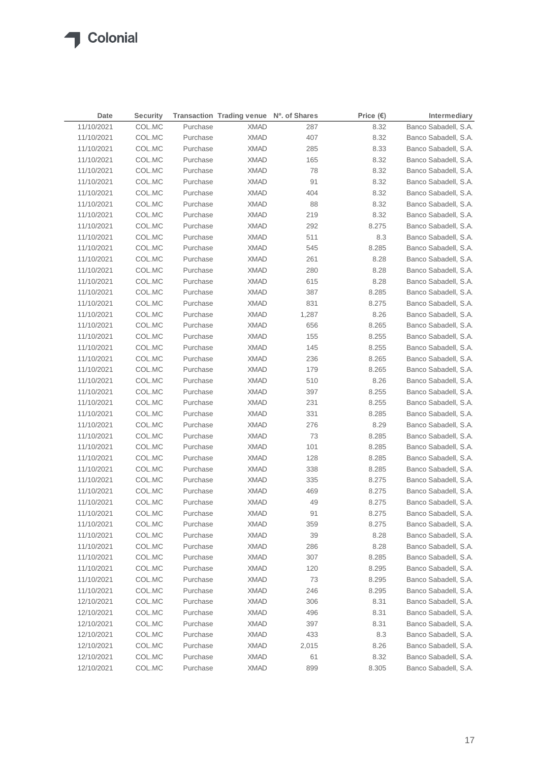| Date | Security | Transaction | Trading venue | Nº. of Shares | Price (€) | Intermediary |
|---|---|---|---|---|---|---|
| 11/10/2021 | COL.MC | Purchase | XMAD | 287 | 8.32 | Banco Sabadell, S.A. |
| 11/10/2021 | COL.MC | Purchase | XMAD | 407 | 8.32 | Banco Sabadell, S.A. |
| 11/10/2021 | COL.MC | Purchase | XMAD | 285 | 8.33 | Banco Sabadell, S.A. |
| 11/10/2021 | COL.MC | Purchase | XMAD | 165 | 8.32 | Banco Sabadell, S.A. |
| 11/10/2021 | COL.MC | Purchase | XMAD | 78 | 8.32 | Banco Sabadell, S.A. |
| 11/10/2021 | COL.MC | Purchase | XMAD | 91 | 8.32 | Banco Sabadell, S.A. |
| 11/10/2021 | COL.MC | Purchase | XMAD | 404 | 8.32 | Banco Sabadell, S.A. |
| 11/10/2021 | COL.MC | Purchase | XMAD | 88 | 8.32 | Banco Sabadell, S.A. |
| 11/10/2021 | COL.MC | Purchase | XMAD | 219 | 8.32 | Banco Sabadell, S.A. |
| 11/10/2021 | COL.MC | Purchase | XMAD | 292 | 8.275 | Banco Sabadell, S.A. |
| 11/10/2021 | COL.MC | Purchase | XMAD | 511 | 8.3 | Banco Sabadell, S.A. |
| 11/10/2021 | COL.MC | Purchase | XMAD | 545 | 8.285 | Banco Sabadell, S.A. |
| 11/10/2021 | COL.MC | Purchase | XMAD | 261 | 8.28 | Banco Sabadell, S.A. |
| 11/10/2021 | COL.MC | Purchase | XMAD | 280 | 8.28 | Banco Sabadell, S.A. |
| 11/10/2021 | COL.MC | Purchase | XMAD | 615 | 8.28 | Banco Sabadell, S.A. |
| 11/10/2021 | COL.MC | Purchase | XMAD | 387 | 8.285 | Banco Sabadell, S.A. |
| 11/10/2021 | COL.MC | Purchase | XMAD | 831 | 8.275 | Banco Sabadell, S.A. |
| 11/10/2021 | COL.MC | Purchase | XMAD | 1,287 | 8.26 | Banco Sabadell, S.A. |
| 11/10/2021 | COL.MC | Purchase | XMAD | 656 | 8.265 | Banco Sabadell, S.A. |
| 11/10/2021 | COL.MC | Purchase | XMAD | 155 | 8.255 | Banco Sabadell, S.A. |
| 11/10/2021 | COL.MC | Purchase | XMAD | 145 | 8.255 | Banco Sabadell, S.A. |
| 11/10/2021 | COL.MC | Purchase | XMAD | 236 | 8.265 | Banco Sabadell, S.A. |
| 11/10/2021 | COL.MC | Purchase | XMAD | 179 | 8.265 | Banco Sabadell, S.A. |
| 11/10/2021 | COL.MC | Purchase | XMAD | 510 | 8.26 | Banco Sabadell, S.A. |
| 11/10/2021 | COL.MC | Purchase | XMAD | 397 | 8.255 | Banco Sabadell, S.A. |
| 11/10/2021 | COL.MC | Purchase | XMAD | 231 | 8.255 | Banco Sabadell, S.A. |
| 11/10/2021 | COL.MC | Purchase | XMAD | 331 | 8.285 | Banco Sabadell, S.A. |
| 11/10/2021 | COL.MC | Purchase | XMAD | 276 | 8.29 | Banco Sabadell, S.A. |
| 11/10/2021 | COL.MC | Purchase | XMAD | 73 | 8.285 | Banco Sabadell, S.A. |
| 11/10/2021 | COL.MC | Purchase | XMAD | 101 | 8.285 | Banco Sabadell, S.A. |
| 11/10/2021 | COL.MC | Purchase | XMAD | 128 | 8.285 | Banco Sabadell, S.A. |
| 11/10/2021 | COL.MC | Purchase | XMAD | 338 | 8.285 | Banco Sabadell, S.A. |
| 11/10/2021 | COL.MC | Purchase | XMAD | 335 | 8.275 | Banco Sabadell, S.A. |
| 11/10/2021 | COL.MC | Purchase | XMAD | 469 | 8.275 | Banco Sabadell, S.A. |
| 11/10/2021 | COL.MC | Purchase | XMAD | 49 | 8.275 | Banco Sabadell, S.A. |
| 11/10/2021 | COL.MC | Purchase | XMAD | 91 | 8.275 | Banco Sabadell, S.A. |
| 11/10/2021 | COL.MC | Purchase | XMAD | 359 | 8.275 | Banco Sabadell, S.A. |
| 11/10/2021 | COL.MC | Purchase | XMAD | 39 | 8.28 | Banco Sabadell, S.A. |
| 11/10/2021 | COL.MC | Purchase | XMAD | 286 | 8.28 | Banco Sabadell, S.A. |
| 11/10/2021 | COL.MC | Purchase | XMAD | 307 | 8.285 | Banco Sabadell, S.A. |
| 11/10/2021 | COL.MC | Purchase | XMAD | 120 | 8.295 | Banco Sabadell, S.A. |
| 11/10/2021 | COL.MC | Purchase | XMAD | 73 | 8.295 | Banco Sabadell, S.A. |
| 11/10/2021 | COL.MC | Purchase | XMAD | 246 | 8.295 | Banco Sabadell, S.A. |
| 12/10/2021 | COL.MC | Purchase | XMAD | 306 | 8.31 | Banco Sabadell, S.A. |
| 12/10/2021 | COL.MC | Purchase | XMAD | 496 | 8.31 | Banco Sabadell, S.A. |
| 12/10/2021 | COL.MC | Purchase | XMAD | 397 | 8.31 | Banco Sabadell, S.A. |
| 12/10/2021 | COL.MC | Purchase | XMAD | 433 | 8.3 | Banco Sabadell, S.A. |
| 12/10/2021 | COL.MC | Purchase | XMAD | 2,015 | 8.26 | Banco Sabadell, S.A. |
| 12/10/2021 | COL.MC | Purchase | XMAD | 61 | 8.32 | Banco Sabadell, S.A. |
| 12/10/2021 | COL.MC | Purchase | XMAD | 899 | 8.305 | Banco Sabadell, S.A. |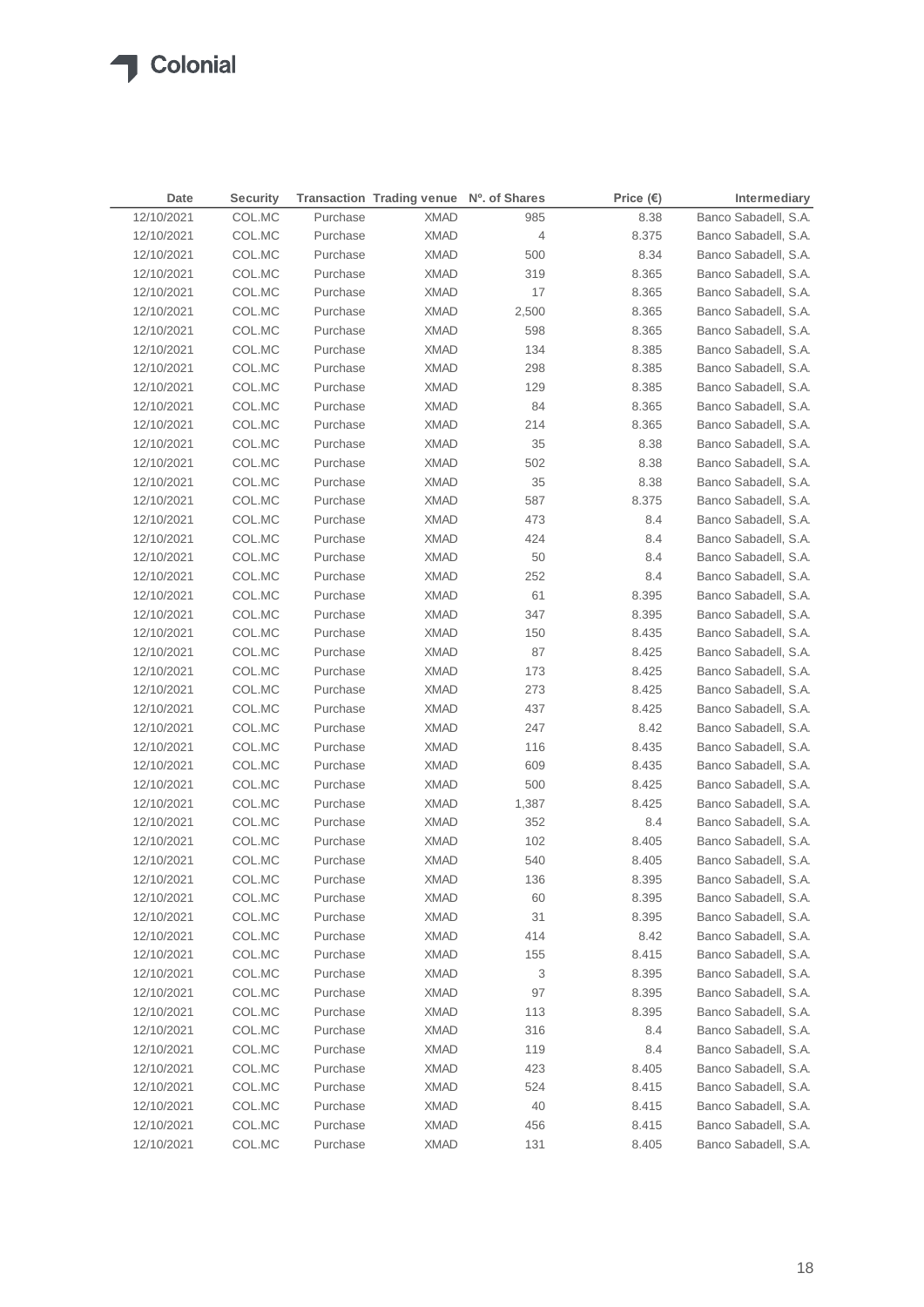| Date | Security | Transaction | Trading venue | Nº. of Shares | Price (€) | Intermediary |
|---|---|---|---|---|---|---|
| 12/10/2021 | COL.MC | Purchase | XMAD | 985 | 8.38 | Banco Sabadell, S.A. |
| 12/10/2021 | COL.MC | Purchase | XMAD | 4 | 8.375 | Banco Sabadell, S.A. |
| 12/10/2021 | COL.MC | Purchase | XMAD | 500 | 8.34 | Banco Sabadell, S.A. |
| 12/10/2021 | COL.MC | Purchase | XMAD | 319 | 8.365 | Banco Sabadell, S.A. |
| 12/10/2021 | COL.MC | Purchase | XMAD | 17 | 8.365 | Banco Sabadell, S.A. |
| 12/10/2021 | COL.MC | Purchase | XMAD | 2,500 | 8.365 | Banco Sabadell, S.A. |
| 12/10/2021 | COL.MC | Purchase | XMAD | 598 | 8.365 | Banco Sabadell, S.A. |
| 12/10/2021 | COL.MC | Purchase | XMAD | 134 | 8.385 | Banco Sabadell, S.A. |
| 12/10/2021 | COL.MC | Purchase | XMAD | 298 | 8.385 | Banco Sabadell, S.A. |
| 12/10/2021 | COL.MC | Purchase | XMAD | 129 | 8.385 | Banco Sabadell, S.A. |
| 12/10/2021 | COL.MC | Purchase | XMAD | 84 | 8.365 | Banco Sabadell, S.A. |
| 12/10/2021 | COL.MC | Purchase | XMAD | 214 | 8.365 | Banco Sabadell, S.A. |
| 12/10/2021 | COL.MC | Purchase | XMAD | 35 | 8.38 | Banco Sabadell, S.A. |
| 12/10/2021 | COL.MC | Purchase | XMAD | 502 | 8.38 | Banco Sabadell, S.A. |
| 12/10/2021 | COL.MC | Purchase | XMAD | 35 | 8.38 | Banco Sabadell, S.A. |
| 12/10/2021 | COL.MC | Purchase | XMAD | 587 | 8.375 | Banco Sabadell, S.A. |
| 12/10/2021 | COL.MC | Purchase | XMAD | 473 | 8.4 | Banco Sabadell, S.A. |
| 12/10/2021 | COL.MC | Purchase | XMAD | 424 | 8.4 | Banco Sabadell, S.A. |
| 12/10/2021 | COL.MC | Purchase | XMAD | 50 | 8.4 | Banco Sabadell, S.A. |
| 12/10/2021 | COL.MC | Purchase | XMAD | 252 | 8.4 | Banco Sabadell, S.A. |
| 12/10/2021 | COL.MC | Purchase | XMAD | 61 | 8.395 | Banco Sabadell, S.A. |
| 12/10/2021 | COL.MC | Purchase | XMAD | 347 | 8.395 | Banco Sabadell, S.A. |
| 12/10/2021 | COL.MC | Purchase | XMAD | 150 | 8.435 | Banco Sabadell, S.A. |
| 12/10/2021 | COL.MC | Purchase | XMAD | 87 | 8.425 | Banco Sabadell, S.A. |
| 12/10/2021 | COL.MC | Purchase | XMAD | 173 | 8.425 | Banco Sabadell, S.A. |
| 12/10/2021 | COL.MC | Purchase | XMAD | 273 | 8.425 | Banco Sabadell, S.A. |
| 12/10/2021 | COL.MC | Purchase | XMAD | 437 | 8.425 | Banco Sabadell, S.A. |
| 12/10/2021 | COL.MC | Purchase | XMAD | 247 | 8.42 | Banco Sabadell, S.A. |
| 12/10/2021 | COL.MC | Purchase | XMAD | 116 | 8.435 | Banco Sabadell, S.A. |
| 12/10/2021 | COL.MC | Purchase | XMAD | 609 | 8.435 | Banco Sabadell, S.A. |
| 12/10/2021 | COL.MC | Purchase | XMAD | 500 | 8.425 | Banco Sabadell, S.A. |
| 12/10/2021 | COL.MC | Purchase | XMAD | 1,387 | 8.425 | Banco Sabadell, S.A. |
| 12/10/2021 | COL.MC | Purchase | XMAD | 352 | 8.4 | Banco Sabadell, S.A. |
| 12/10/2021 | COL.MC | Purchase | XMAD | 102 | 8.405 | Banco Sabadell, S.A. |
| 12/10/2021 | COL.MC | Purchase | XMAD | 540 | 8.405 | Banco Sabadell, S.A. |
| 12/10/2021 | COL.MC | Purchase | XMAD | 136 | 8.395 | Banco Sabadell, S.A. |
| 12/10/2021 | COL.MC | Purchase | XMAD | 60 | 8.395 | Banco Sabadell, S.A. |
| 12/10/2021 | COL.MC | Purchase | XMAD | 31 | 8.395 | Banco Sabadell, S.A. |
| 12/10/2021 | COL.MC | Purchase | XMAD | 414 | 8.42 | Banco Sabadell, S.A. |
| 12/10/2021 | COL.MC | Purchase | XMAD | 155 | 8.415 | Banco Sabadell, S.A. |
| 12/10/2021 | COL.MC | Purchase | XMAD | 3 | 8.395 | Banco Sabadell, S.A. |
| 12/10/2021 | COL.MC | Purchase | XMAD | 97 | 8.395 | Banco Sabadell, S.A. |
| 12/10/2021 | COL.MC | Purchase | XMAD | 113 | 8.395 | Banco Sabadell, S.A. |
| 12/10/2021 | COL.MC | Purchase | XMAD | 316 | 8.4 | Banco Sabadell, S.A. |
| 12/10/2021 | COL.MC | Purchase | XMAD | 119 | 8.4 | Banco Sabadell, S.A. |
| 12/10/2021 | COL.MC | Purchase | XMAD | 423 | 8.405 | Banco Sabadell, S.A. |
| 12/10/2021 | COL.MC | Purchase | XMAD | 524 | 8.415 | Banco Sabadell, S.A. |
| 12/10/2021 | COL.MC | Purchase | XMAD | 40 | 8.415 | Banco Sabadell, S.A. |
| 12/10/2021 | COL.MC | Purchase | XMAD | 456 | 8.415 | Banco Sabadell, S.A. |
| 12/10/2021 | COL.MC | Purchase | XMAD | 131 | 8.405 | Banco Sabadell, S.A. |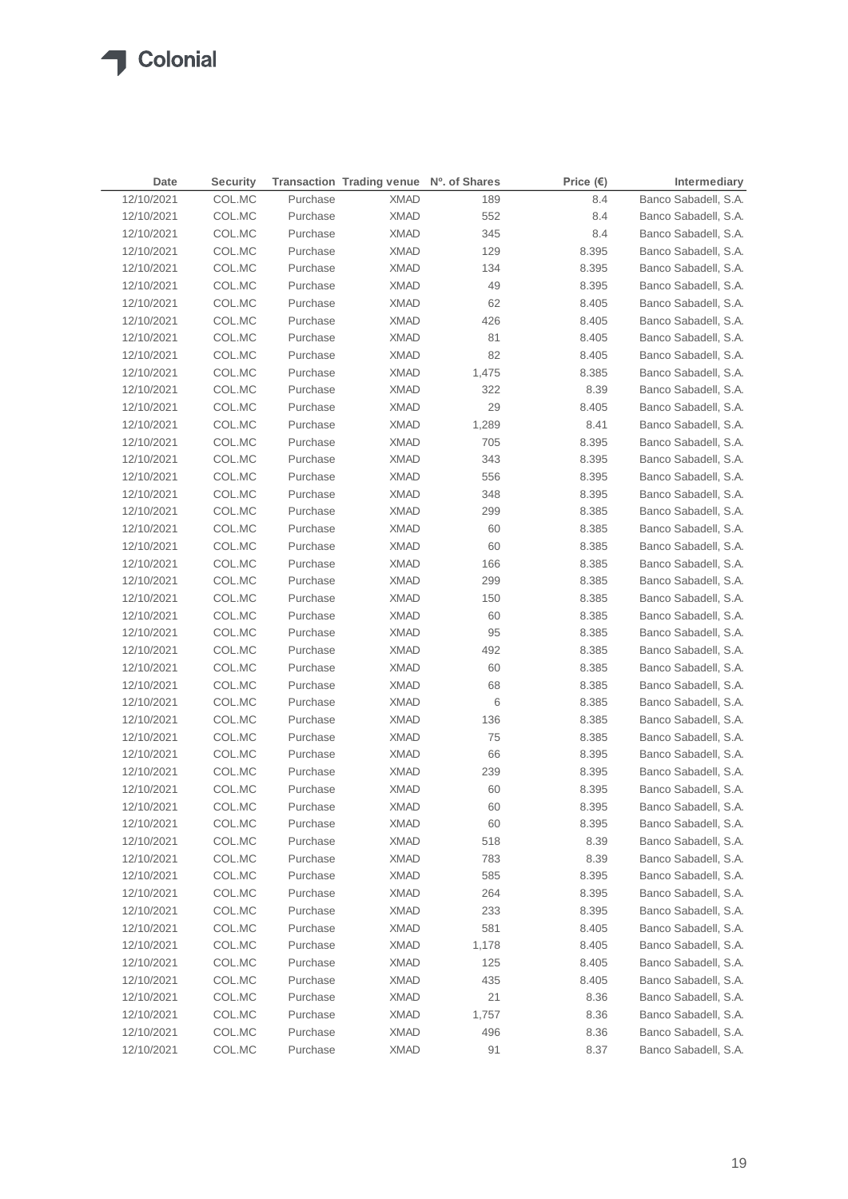| Date | Security | Transaction | Trading venue | Nº. of Shares | Price (€) | Intermediary |
|---|---|---|---|---|---|---|
| 12/10/2021 | COL.MC | Purchase | XMAD | 189 | 8.4 | Banco Sabadell, S.A. |
| 12/10/2021 | COL.MC | Purchase | XMAD | 552 | 8.4 | Banco Sabadell, S.A. |
| 12/10/2021 | COL.MC | Purchase | XMAD | 345 | 8.4 | Banco Sabadell, S.A. |
| 12/10/2021 | COL.MC | Purchase | XMAD | 129 | 8.395 | Banco Sabadell, S.A. |
| 12/10/2021 | COL.MC | Purchase | XMAD | 134 | 8.395 | Banco Sabadell, S.A. |
| 12/10/2021 | COL.MC | Purchase | XMAD | 49 | 8.395 | Banco Sabadell, S.A. |
| 12/10/2021 | COL.MC | Purchase | XMAD | 62 | 8.405 | Banco Sabadell, S.A. |
| 12/10/2021 | COL.MC | Purchase | XMAD | 426 | 8.405 | Banco Sabadell, S.A. |
| 12/10/2021 | COL.MC | Purchase | XMAD | 81 | 8.405 | Banco Sabadell, S.A. |
| 12/10/2021 | COL.MC | Purchase | XMAD | 82 | 8.405 | Banco Sabadell, S.A. |
| 12/10/2021 | COL.MC | Purchase | XMAD | 1,475 | 8.385 | Banco Sabadell, S.A. |
| 12/10/2021 | COL.MC | Purchase | XMAD | 322 | 8.39 | Banco Sabadell, S.A. |
| 12/10/2021 | COL.MC | Purchase | XMAD | 29 | 8.405 | Banco Sabadell, S.A. |
| 12/10/2021 | COL.MC | Purchase | XMAD | 1,289 | 8.41 | Banco Sabadell, S.A. |
| 12/10/2021 | COL.MC | Purchase | XMAD | 705 | 8.395 | Banco Sabadell, S.A. |
| 12/10/2021 | COL.MC | Purchase | XMAD | 343 | 8.395 | Banco Sabadell, S.A. |
| 12/10/2021 | COL.MC | Purchase | XMAD | 556 | 8.395 | Banco Sabadell, S.A. |
| 12/10/2021 | COL.MC | Purchase | XMAD | 348 | 8.395 | Banco Sabadell, S.A. |
| 12/10/2021 | COL.MC | Purchase | XMAD | 299 | 8.385 | Banco Sabadell, S.A. |
| 12/10/2021 | COL.MC | Purchase | XMAD | 60 | 8.385 | Banco Sabadell, S.A. |
| 12/10/2021 | COL.MC | Purchase | XMAD | 60 | 8.385 | Banco Sabadell, S.A. |
| 12/10/2021 | COL.MC | Purchase | XMAD | 166 | 8.385 | Banco Sabadell, S.A. |
| 12/10/2021 | COL.MC | Purchase | XMAD | 299 | 8.385 | Banco Sabadell, S.A. |
| 12/10/2021 | COL.MC | Purchase | XMAD | 150 | 8.385 | Banco Sabadell, S.A. |
| 12/10/2021 | COL.MC | Purchase | XMAD | 60 | 8.385 | Banco Sabadell, S.A. |
| 12/10/2021 | COL.MC | Purchase | XMAD | 95 | 8.385 | Banco Sabadell, S.A. |
| 12/10/2021 | COL.MC | Purchase | XMAD | 492 | 8.385 | Banco Sabadell, S.A. |
| 12/10/2021 | COL.MC | Purchase | XMAD | 60 | 8.385 | Banco Sabadell, S.A. |
| 12/10/2021 | COL.MC | Purchase | XMAD | 68 | 8.385 | Banco Sabadell, S.A. |
| 12/10/2021 | COL.MC | Purchase | XMAD | 6 | 8.385 | Banco Sabadell, S.A. |
| 12/10/2021 | COL.MC | Purchase | XMAD | 136 | 8.385 | Banco Sabadell, S.A. |
| 12/10/2021 | COL.MC | Purchase | XMAD | 75 | 8.385 | Banco Sabadell, S.A. |
| 12/10/2021 | COL.MC | Purchase | XMAD | 66 | 8.395 | Banco Sabadell, S.A. |
| 12/10/2021 | COL.MC | Purchase | XMAD | 239 | 8.395 | Banco Sabadell, S.A. |
| 12/10/2021 | COL.MC | Purchase | XMAD | 60 | 8.395 | Banco Sabadell, S.A. |
| 12/10/2021 | COL.MC | Purchase | XMAD | 60 | 8.395 | Banco Sabadell, S.A. |
| 12/10/2021 | COL.MC | Purchase | XMAD | 60 | 8.395 | Banco Sabadell, S.A. |
| 12/10/2021 | COL.MC | Purchase | XMAD | 518 | 8.39 | Banco Sabadell, S.A. |
| 12/10/2021 | COL.MC | Purchase | XMAD | 783 | 8.39 | Banco Sabadell, S.A. |
| 12/10/2021 | COL.MC | Purchase | XMAD | 585 | 8.395 | Banco Sabadell, S.A. |
| 12/10/2021 | COL.MC | Purchase | XMAD | 264 | 8.395 | Banco Sabadell, S.A. |
| 12/10/2021 | COL.MC | Purchase | XMAD | 233 | 8.395 | Banco Sabadell, S.A. |
| 12/10/2021 | COL.MC | Purchase | XMAD | 581 | 8.405 | Banco Sabadell, S.A. |
| 12/10/2021 | COL.MC | Purchase | XMAD | 1,178 | 8.405 | Banco Sabadell, S.A. |
| 12/10/2021 | COL.MC | Purchase | XMAD | 125 | 8.405 | Banco Sabadell, S.A. |
| 12/10/2021 | COL.MC | Purchase | XMAD | 435 | 8.405 | Banco Sabadell, S.A. |
| 12/10/2021 | COL.MC | Purchase | XMAD | 21 | 8.36 | Banco Sabadell, S.A. |
| 12/10/2021 | COL.MC | Purchase | XMAD | 1,757 | 8.36 | Banco Sabadell, S.A. |
| 12/10/2021 | COL.MC | Purchase | XMAD | 496 | 8.36 | Banco Sabadell, S.A. |
| 12/10/2021 | COL.MC | Purchase | XMAD | 91 | 8.37 | Banco Sabadell, S.A. |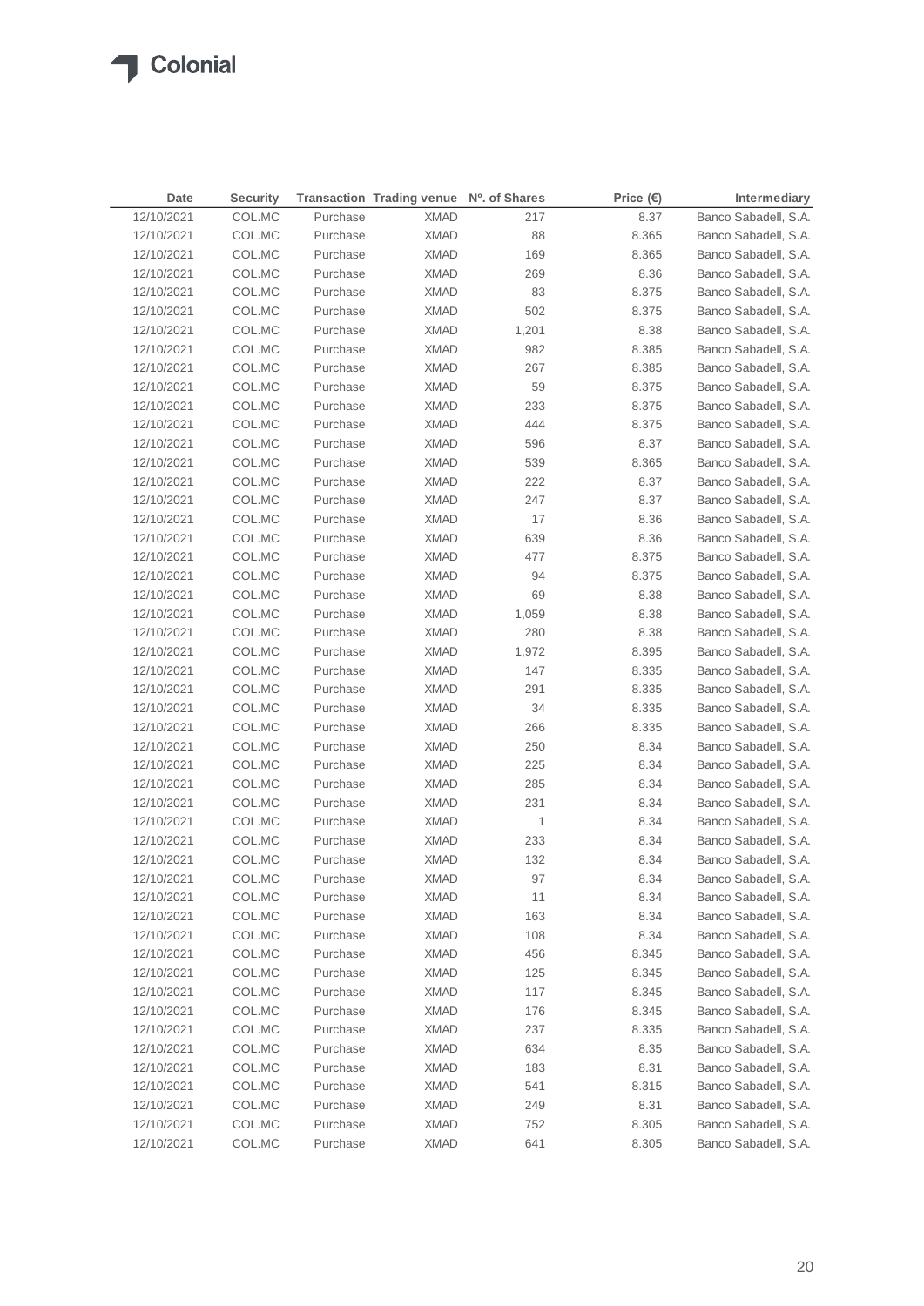| Date | Security | Transaction | Trading venue | Nº. of Shares | Price (€) | Intermediary |
|---|---|---|---|---|---|---|
| 12/10/2021 | COL.MC | Purchase | XMAD | 217 | 8.37 | Banco Sabadell, S.A. |
| 12/10/2021 | COL.MC | Purchase | XMAD | 88 | 8.365 | Banco Sabadell, S.A. |
| 12/10/2021 | COL.MC | Purchase | XMAD | 169 | 8.365 | Banco Sabadell, S.A. |
| 12/10/2021 | COL.MC | Purchase | XMAD | 269 | 8.36 | Banco Sabadell, S.A. |
| 12/10/2021 | COL.MC | Purchase | XMAD | 83 | 8.375 | Banco Sabadell, S.A. |
| 12/10/2021 | COL.MC | Purchase | XMAD | 502 | 8.375 | Banco Sabadell, S.A. |
| 12/10/2021 | COL.MC | Purchase | XMAD | 1,201 | 8.38 | Banco Sabadell, S.A. |
| 12/10/2021 | COL.MC | Purchase | XMAD | 982 | 8.385 | Banco Sabadell, S.A. |
| 12/10/2021 | COL.MC | Purchase | XMAD | 267 | 8.385 | Banco Sabadell, S.A. |
| 12/10/2021 | COL.MC | Purchase | XMAD | 59 | 8.375 | Banco Sabadell, S.A. |
| 12/10/2021 | COL.MC | Purchase | XMAD | 233 | 8.375 | Banco Sabadell, S.A. |
| 12/10/2021 | COL.MC | Purchase | XMAD | 444 | 8.375 | Banco Sabadell, S.A. |
| 12/10/2021 | COL.MC | Purchase | XMAD | 596 | 8.37 | Banco Sabadell, S.A. |
| 12/10/2021 | COL.MC | Purchase | XMAD | 539 | 8.365 | Banco Sabadell, S.A. |
| 12/10/2021 | COL.MC | Purchase | XMAD | 222 | 8.37 | Banco Sabadell, S.A. |
| 12/10/2021 | COL.MC | Purchase | XMAD | 247 | 8.37 | Banco Sabadell, S.A. |
| 12/10/2021 | COL.MC | Purchase | XMAD | 17 | 8.36 | Banco Sabadell, S.A. |
| 12/10/2021 | COL.MC | Purchase | XMAD | 639 | 8.36 | Banco Sabadell, S.A. |
| 12/10/2021 | COL.MC | Purchase | XMAD | 477 | 8.375 | Banco Sabadell, S.A. |
| 12/10/2021 | COL.MC | Purchase | XMAD | 94 | 8.375 | Banco Sabadell, S.A. |
| 12/10/2021 | COL.MC | Purchase | XMAD | 69 | 8.38 | Banco Sabadell, S.A. |
| 12/10/2021 | COL.MC | Purchase | XMAD | 1,059 | 8.38 | Banco Sabadell, S.A. |
| 12/10/2021 | COL.MC | Purchase | XMAD | 280 | 8.38 | Banco Sabadell, S.A. |
| 12/10/2021 | COL.MC | Purchase | XMAD | 1,972 | 8.395 | Banco Sabadell, S.A. |
| 12/10/2021 | COL.MC | Purchase | XMAD | 147 | 8.335 | Banco Sabadell, S.A. |
| 12/10/2021 | COL.MC | Purchase | XMAD | 291 | 8.335 | Banco Sabadell, S.A. |
| 12/10/2021 | COL.MC | Purchase | XMAD | 34 | 8.335 | Banco Sabadell, S.A. |
| 12/10/2021 | COL.MC | Purchase | XMAD | 266 | 8.335 | Banco Sabadell, S.A. |
| 12/10/2021 | COL.MC | Purchase | XMAD | 250 | 8.34 | Banco Sabadell, S.A. |
| 12/10/2021 | COL.MC | Purchase | XMAD | 225 | 8.34 | Banco Sabadell, S.A. |
| 12/10/2021 | COL.MC | Purchase | XMAD | 285 | 8.34 | Banco Sabadell, S.A. |
| 12/10/2021 | COL.MC | Purchase | XMAD | 231 | 8.34 | Banco Sabadell, S.A. |
| 12/10/2021 | COL.MC | Purchase | XMAD | 1 | 8.34 | Banco Sabadell, S.A. |
| 12/10/2021 | COL.MC | Purchase | XMAD | 233 | 8.34 | Banco Sabadell, S.A. |
| 12/10/2021 | COL.MC | Purchase | XMAD | 132 | 8.34 | Banco Sabadell, S.A. |
| 12/10/2021 | COL.MC | Purchase | XMAD | 97 | 8.34 | Banco Sabadell, S.A. |
| 12/10/2021 | COL.MC | Purchase | XMAD | 11 | 8.34 | Banco Sabadell, S.A. |
| 12/10/2021 | COL.MC | Purchase | XMAD | 163 | 8.34 | Banco Sabadell, S.A. |
| 12/10/2021 | COL.MC | Purchase | XMAD | 108 | 8.34 | Banco Sabadell, S.A. |
| 12/10/2021 | COL.MC | Purchase | XMAD | 456 | 8.345 | Banco Sabadell, S.A. |
| 12/10/2021 | COL.MC | Purchase | XMAD | 125 | 8.345 | Banco Sabadell, S.A. |
| 12/10/2021 | COL.MC | Purchase | XMAD | 117 | 8.345 | Banco Sabadell, S.A. |
| 12/10/2021 | COL.MC | Purchase | XMAD | 176 | 8.345 | Banco Sabadell, S.A. |
| 12/10/2021 | COL.MC | Purchase | XMAD | 237 | 8.335 | Banco Sabadell, S.A. |
| 12/10/2021 | COL.MC | Purchase | XMAD | 634 | 8.35 | Banco Sabadell, S.A. |
| 12/10/2021 | COL.MC | Purchase | XMAD | 183 | 8.31 | Banco Sabadell, S.A. |
| 12/10/2021 | COL.MC | Purchase | XMAD | 541 | 8.315 | Banco Sabadell, S.A. |
| 12/10/2021 | COL.MC | Purchase | XMAD | 249 | 8.31 | Banco Sabadell, S.A. |
| 12/10/2021 | COL.MC | Purchase | XMAD | 752 | 8.305 | Banco Sabadell, S.A. |
| 12/10/2021 | COL.MC | Purchase | XMAD | 641 | 8.305 | Banco Sabadell, S.A. |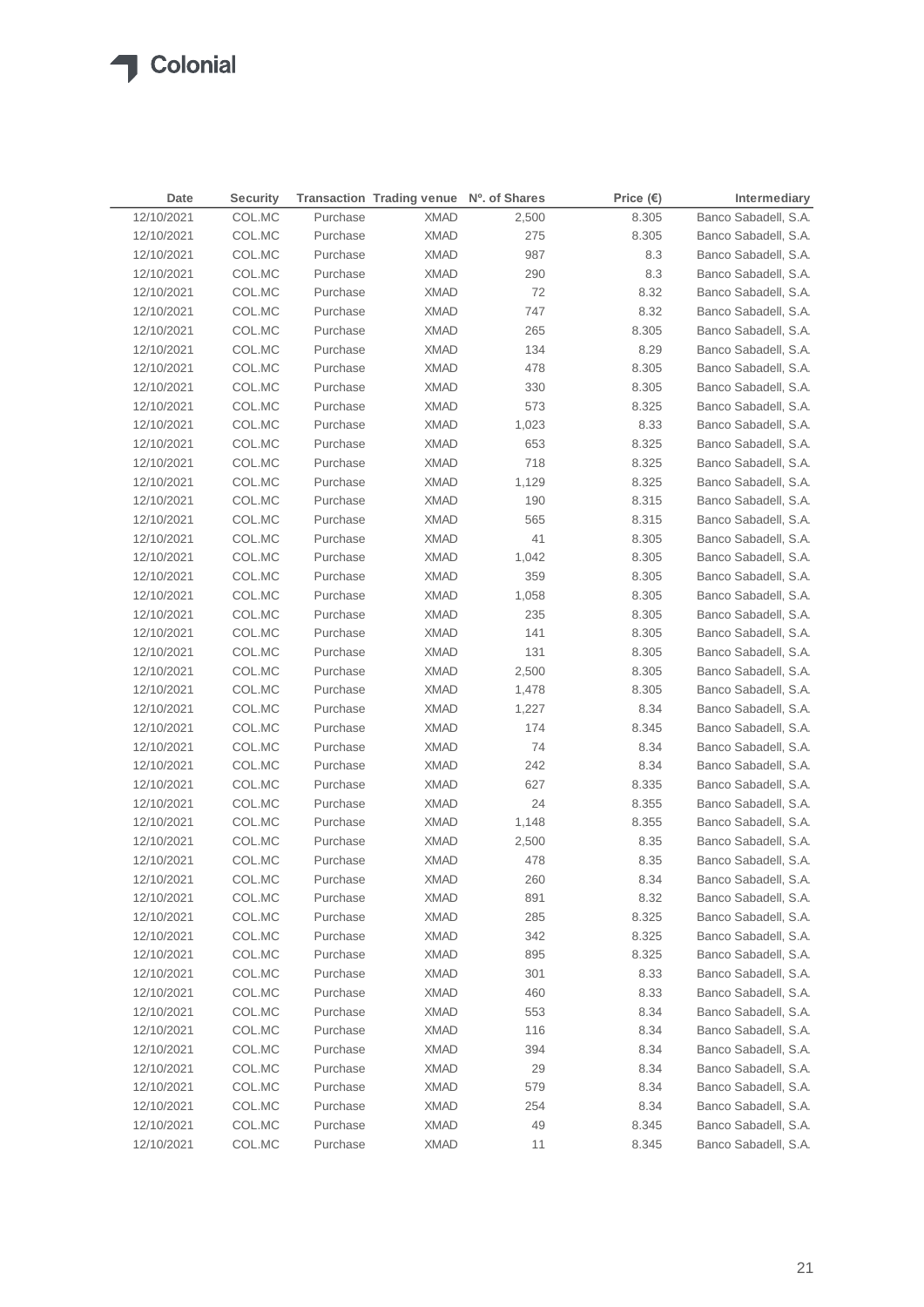| Date | Security | Transaction | Trading venue | Nº. of Shares | Price (€) | Intermediary |
|---|---|---|---|---|---|---|
| 12/10/2021 | COL.MC | Purchase | XMAD | 2,500 | 8.305 | Banco Sabadell, S.A. |
| 12/10/2021 | COL.MC | Purchase | XMAD | 275 | 8.305 | Banco Sabadell, S.A. |
| 12/10/2021 | COL.MC | Purchase | XMAD | 987 | 8.3 | Banco Sabadell, S.A. |
| 12/10/2021 | COL.MC | Purchase | XMAD | 290 | 8.3 | Banco Sabadell, S.A. |
| 12/10/2021 | COL.MC | Purchase | XMAD | 72 | 8.32 | Banco Sabadell, S.A. |
| 12/10/2021 | COL.MC | Purchase | XMAD | 747 | 8.32 | Banco Sabadell, S.A. |
| 12/10/2021 | COL.MC | Purchase | XMAD | 265 | 8.305 | Banco Sabadell, S.A. |
| 12/10/2021 | COL.MC | Purchase | XMAD | 134 | 8.29 | Banco Sabadell, S.A. |
| 12/10/2021 | COL.MC | Purchase | XMAD | 478 | 8.305 | Banco Sabadell, S.A. |
| 12/10/2021 | COL.MC | Purchase | XMAD | 330 | 8.305 | Banco Sabadell, S.A. |
| 12/10/2021 | COL.MC | Purchase | XMAD | 573 | 8.325 | Banco Sabadell, S.A. |
| 12/10/2021 | COL.MC | Purchase | XMAD | 1,023 | 8.33 | Banco Sabadell, S.A. |
| 12/10/2021 | COL.MC | Purchase | XMAD | 653 | 8.325 | Banco Sabadell, S.A. |
| 12/10/2021 | COL.MC | Purchase | XMAD | 718 | 8.325 | Banco Sabadell, S.A. |
| 12/10/2021 | COL.MC | Purchase | XMAD | 1,129 | 8.325 | Banco Sabadell, S.A. |
| 12/10/2021 | COL.MC | Purchase | XMAD | 190 | 8.315 | Banco Sabadell, S.A. |
| 12/10/2021 | COL.MC | Purchase | XMAD | 565 | 8.315 | Banco Sabadell, S.A. |
| 12/10/2021 | COL.MC | Purchase | XMAD | 41 | 8.305 | Banco Sabadell, S.A. |
| 12/10/2021 | COL.MC | Purchase | XMAD | 1,042 | 8.305 | Banco Sabadell, S.A. |
| 12/10/2021 | COL.MC | Purchase | XMAD | 359 | 8.305 | Banco Sabadell, S.A. |
| 12/10/2021 | COL.MC | Purchase | XMAD | 1,058 | 8.305 | Banco Sabadell, S.A. |
| 12/10/2021 | COL.MC | Purchase | XMAD | 235 | 8.305 | Banco Sabadell, S.A. |
| 12/10/2021 | COL.MC | Purchase | XMAD | 141 | 8.305 | Banco Sabadell, S.A. |
| 12/10/2021 | COL.MC | Purchase | XMAD | 131 | 8.305 | Banco Sabadell, S.A. |
| 12/10/2021 | COL.MC | Purchase | XMAD | 2,500 | 8.305 | Banco Sabadell, S.A. |
| 12/10/2021 | COL.MC | Purchase | XMAD | 1,478 | 8.305 | Banco Sabadell, S.A. |
| 12/10/2021 | COL.MC | Purchase | XMAD | 1,227 | 8.34 | Banco Sabadell, S.A. |
| 12/10/2021 | COL.MC | Purchase | XMAD | 174 | 8.345 | Banco Sabadell, S.A. |
| 12/10/2021 | COL.MC | Purchase | XMAD | 74 | 8.34 | Banco Sabadell, S.A. |
| 12/10/2021 | COL.MC | Purchase | XMAD | 242 | 8.34 | Banco Sabadell, S.A. |
| 12/10/2021 | COL.MC | Purchase | XMAD | 627 | 8.335 | Banco Sabadell, S.A. |
| 12/10/2021 | COL.MC | Purchase | XMAD | 24 | 8.355 | Banco Sabadell, S.A. |
| 12/10/2021 | COL.MC | Purchase | XMAD | 1,148 | 8.355 | Banco Sabadell, S.A. |
| 12/10/2021 | COL.MC | Purchase | XMAD | 2,500 | 8.35 | Banco Sabadell, S.A. |
| 12/10/2021 | COL.MC | Purchase | XMAD | 478 | 8.35 | Banco Sabadell, S.A. |
| 12/10/2021 | COL.MC | Purchase | XMAD | 260 | 8.34 | Banco Sabadell, S.A. |
| 12/10/2021 | COL.MC | Purchase | XMAD | 891 | 8.32 | Banco Sabadell, S.A. |
| 12/10/2021 | COL.MC | Purchase | XMAD | 285 | 8.325 | Banco Sabadell, S.A. |
| 12/10/2021 | COL.MC | Purchase | XMAD | 342 | 8.325 | Banco Sabadell, S.A. |
| 12/10/2021 | COL.MC | Purchase | XMAD | 895 | 8.325 | Banco Sabadell, S.A. |
| 12/10/2021 | COL.MC | Purchase | XMAD | 301 | 8.33 | Banco Sabadell, S.A. |
| 12/10/2021 | COL.MC | Purchase | XMAD | 460 | 8.33 | Banco Sabadell, S.A. |
| 12/10/2021 | COL.MC | Purchase | XMAD | 553 | 8.34 | Banco Sabadell, S.A. |
| 12/10/2021 | COL.MC | Purchase | XMAD | 116 | 8.34 | Banco Sabadell, S.A. |
| 12/10/2021 | COL.MC | Purchase | XMAD | 394 | 8.34 | Banco Sabadell, S.A. |
| 12/10/2021 | COL.MC | Purchase | XMAD | 29 | 8.34 | Banco Sabadell, S.A. |
| 12/10/2021 | COL.MC | Purchase | XMAD | 579 | 8.34 | Banco Sabadell, S.A. |
| 12/10/2021 | COL.MC | Purchase | XMAD | 254 | 8.34 | Banco Sabadell, S.A. |
| 12/10/2021 | COL.MC | Purchase | XMAD | 49 | 8.345 | Banco Sabadell, S.A. |
| 12/10/2021 | COL.MC | Purchase | XMAD | 11 | 8.345 | Banco Sabadell, S.A. |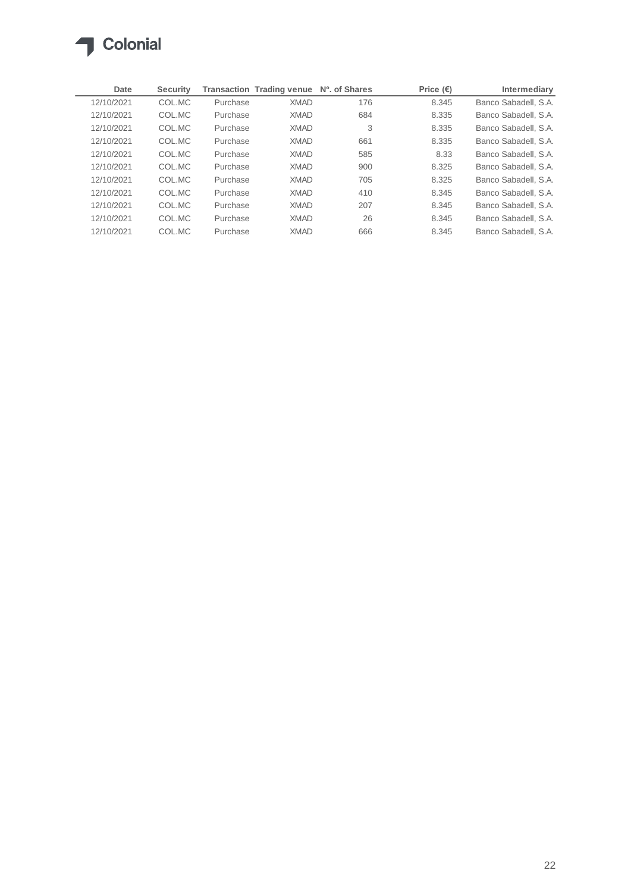Colonial

| Date | Security | Transaction | Trading venue | Nº. of Shares | Price (€) | Intermediary |
|---|---|---|---|---|---|---|
| 12/10/2021 | COL.MC | Purchase | XMAD | 176 | 8.345 | Banco Sabadell, S.A. |
| 12/10/2021 | COL.MC | Purchase | XMAD | 684 | 8.335 | Banco Sabadell, S.A. |
| 12/10/2021 | COL.MC | Purchase | XMAD | 3 | 8.335 | Banco Sabadell, S.A. |
| 12/10/2021 | COL.MC | Purchase | XMAD | 661 | 8.335 | Banco Sabadell, S.A. |
| 12/10/2021 | COL.MC | Purchase | XMAD | 585 | 8.33 | Banco Sabadell, S.A. |
| 12/10/2021 | COL.MC | Purchase | XMAD | 900 | 8.325 | Banco Sabadell, S.A. |
| 12/10/2021 | COL.MC | Purchase | XMAD | 705 | 8.325 | Banco Sabadell, S.A. |
| 12/10/2021 | COL.MC | Purchase | XMAD | 410 | 8.345 | Banco Sabadell, S.A. |
| 12/10/2021 | COL.MC | Purchase | XMAD | 207 | 8.345 | Banco Sabadell, S.A. |
| 12/10/2021 | COL.MC | Purchase | XMAD | 26 | 8.345 | Banco Sabadell, S.A. |
| 12/10/2021 | COL.MC | Purchase | XMAD | 666 | 8.345 | Banco Sabadell, S.A. |